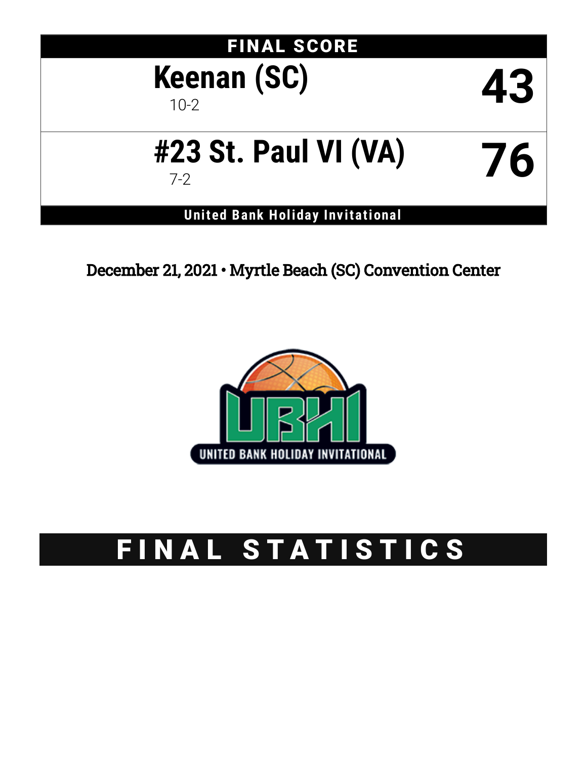## FINAL SCORE

| Team | Score |
|---|---|
| **Keenan (SC)** 10-2 | **43** |
| **#23 St. Paul VI (VA)** 7-2 | **76** |

**United Bank Holiday Invitational**

December 21, 2021 • Myrtle Beach (SC) Convention Center

UNITED BANK HOLIDAY INVITATIONAL

# FINAL STATISTICS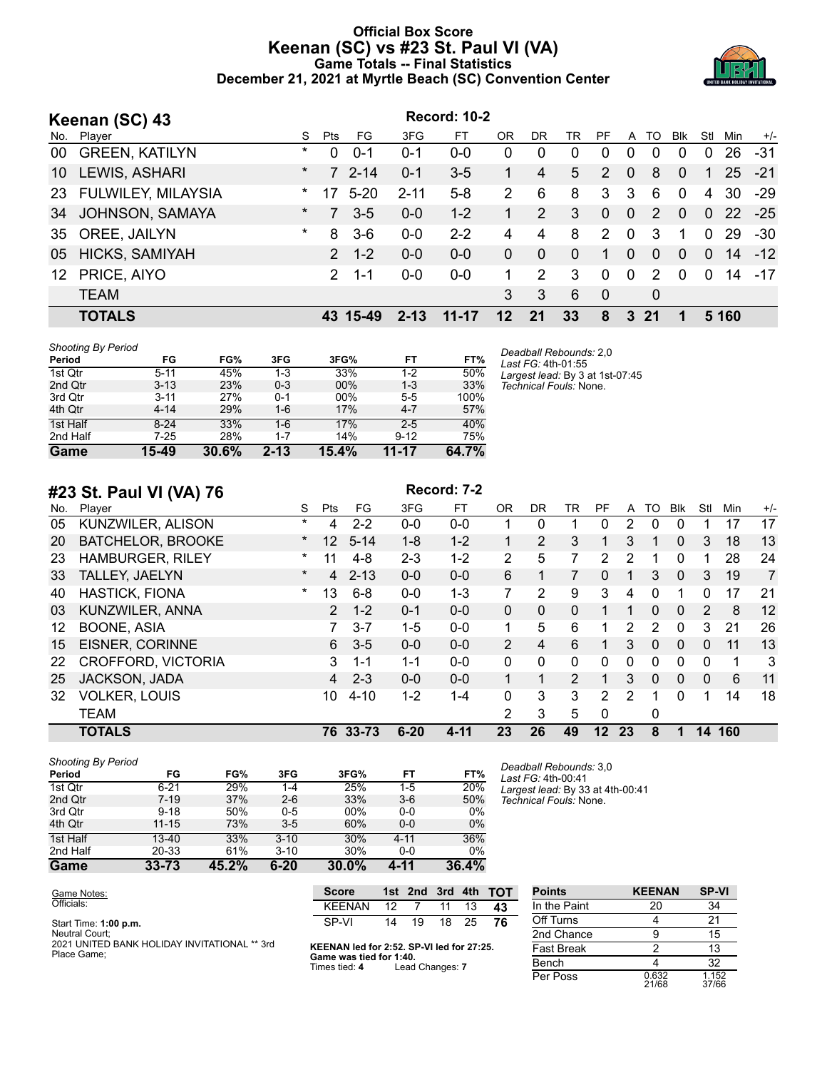# Official Box Score
# Keenan (SC) vs #23 St. Paul VI (VA)
## Game Totals -- Final Statistics
### December 21, 2021 at Myrtle Beach (SC) Convention Center

## Keenan (SC) 43

**Record: 10-2**

| No. | Player | S | Pts | FG | 3FG | FT | OR | DR | TR | PF | A | TO | Blk | Stl | Min | +/- |
|---|---|---|---|---|---|---|---|---|---|---|---|---|---|---|---|---|
| 00 | GREEN, KATILYN | * | 0 | 0-1 | 0-1 | 0-0 | 0 | 0 | 0 | 0 | 0 | 0 | 0 | 0 | 26 | -31 |
| 10 | LEWIS, ASHARI | * | 7 | 2-14 | 0-1 | 3-5 | 1 | 4 | 5 | 2 | 0 | 8 | 0 | 1 | 25 | -21 |
| 23 | FULWILEY, MILAYSIA | * | 17 | 5-20 | 2-11 | 5-8 | 2 | 6 | 8 | 3 | 3 | 6 | 0 | 4 | 30 | -29 |
| 34 | JOHNSON, SAMAYA | * | 7 | 3-5 | 0-0 | 1-2 | 1 | 2 | 3 | 0 | 0 | 2 | 0 | 0 | 22 | -25 |
| 35 | OREE, JAILYN | * | 8 | 3-6 | 0-0 | 2-2 | 4 | 4 | 8 | 2 | 0 | 3 | 1 | 0 | 29 | -30 |
| 05 | HICKS, SAMIYAH | | 2 | 1-2 | 0-0 | 0-0 | 0 | 0 | 0 | 1 | 0 | 0 | 0 | 0 | 14 | -12 |
| 12 | PRICE, AIYO | | 2 | 1-1 | 0-0 | 0-0 | 1 | 2 | 3 | 0 | 0 | 2 | 0 | 0 | 14 | -17 |
| | TEAM | | | | | | 3 | 3 | 6 | 0 | | 0 | | | | |
| | **TOTALS** | | **43** | **15-49** | **2-13** | **11-17** | **12** | **21** | **33** | **8** | **3** | **21** | **1** | **5** | **160** | |

*Shooting By Period*

| Period | FG | FG% | 3FG | 3FG% | FT | FT% |
|---|---|---|---|---|---|---|
| 1st Qtr | 5-11 | 45% | 1-3 | 33% | 1-2 | 50% |
| 2nd Qtr | 3-13 | 23% | 0-3 | 00% | 1-3 | 33% |
| 3rd Qtr | 3-11 | 27% | 0-1 | 00% | 5-5 | 100% |
| 4th Qtr | 4-14 | 29% | 1-6 | 17% | 4-7 | 57% |
| 1st Half | 8-24 | 33% | 1-6 | 17% | 2-5 | 40% |
| 2nd Half | 7-25 | 28% | 1-7 | 14% | 9-12 | 75% |
| **Game** | **15-49** | **30.6%** | **2-13** | **15.4%** | **11-17** | **64.7%** |

*Deadball Rebounds:* 2,0
*Last FG:* 4th-01:55
*Largest lead:* By 3 at 1st-07:45
*Technical Fouls:* None.

## #23 St. Paul VI (VA) 76

**Record: 7-2**

| No. | Player | S | Pts | FG | 3FG | FT | OR | DR | TR | PF | A | TO | Blk | Stl | Min | +/- |
|---|---|---|---|---|---|---|---|---|---|---|---|---|---|---|---|---|
| 05 | KUNZWILER, ALISON | * | 4 | 2-2 | 0-0 | 0-0 | 1 | 0 | 1 | 0 | 2 | 0 | 0 | 1 | 17 | 17 |
| 20 | BATCHELOR, BROOKE | * | 12 | 5-14 | 1-8 | 1-2 | 1 | 2 | 3 | 1 | 3 | 1 | 0 | 3 | 18 | 13 |
| 23 | HAMBURGER, RILEY | * | 11 | 4-8 | 2-3 | 1-2 | 2 | 5 | 7 | 2 | 2 | 1 | 0 | 1 | 28 | 24 |
| 33 | TALLEY, JAELYN | * | 4 | 2-13 | 0-0 | 0-0 | 6 | 1 | 7 | 0 | 1 | 3 | 0 | 3 | 19 | 7 |
| 40 | HASTICK, FIONA | * | 13 | 6-8 | 0-0 | 1-3 | 7 | 2 | 9 | 3 | 4 | 0 | 1 | 0 | 17 | 21 |
| 03 | KUNZWILER, ANNA | | 2 | 1-2 | 0-1 | 0-0 | 0 | 0 | 0 | 1 | 1 | 0 | 0 | 2 | 8 | 12 |
| 12 | BOONE, ASIA | | 7 | 3-7 | 1-5 | 0-0 | 1 | 5 | 6 | 1 | 2 | 2 | 0 | 3 | 21 | 26 |
| 15 | EISNER, CORINNE | | 6 | 3-5 | 0-0 | 0-0 | 2 | 4 | 6 | 1 | 3 | 0 | 0 | 0 | 11 | 13 |
| 22 | CROFFORD, VICTORIA | | 3 | 1-1 | 1-1 | 0-0 | 0 | 0 | 0 | 0 | 0 | 0 | 0 | 0 | 1 | 3 |
| 25 | JACKSON, JADA | | 4 | 2-3 | 0-0 | 0-0 | 1 | 1 | 2 | 1 | 3 | 0 | 0 | 0 | 6 | 11 |
| 32 | VOLKER, LOUIS | | 10 | 4-10 | 1-2 | 1-4 | 0 | 3 | 3 | 2 | 2 | 1 | 0 | 1 | 14 | 18 |
| | TEAM | | | | | | 2 | 3 | 5 | 0 | | 0 | | | | |
| | **TOTALS** | | **76** | **33-73** | **6-20** | **4-11** | **23** | **26** | **49** | **12** | **23** | **8** | **1** | **14** | **160** | |

*Shooting By Period*

| Period | FG | FG% | 3FG | 3FG% | FT | FT% |
|---|---|---|---|---|---|---|
| 1st Qtr | 6-21 | 29% | 1-4 | 25% | 1-5 | 20% |
| 2nd Qtr | 7-19 | 37% | 2-6 | 33% | 3-6 | 50% |
| 3rd Qtr | 9-18 | 50% | 0-5 | 00% | 0-0 | 0% |
| 4th Qtr | 11-15 | 73% | 3-5 | 60% | 0-0 | 0% |
| 1st Half | 13-40 | 33% | 3-10 | 30% | 4-11 | 36% |
| 2nd Half | 20-33 | 61% | 3-10 | 30% | 0-0 | 0% |
| **Game** | **33-73** | **45.2%** | **6-20** | **30.0%** | **4-11** | **36.4%** |

*Deadball Rebounds:* 3,0
*Last FG:* 4th-00:41
*Largest lead:* By 33 at 4th-00:41
*Technical Fouls:* None.

Game Notes:
Officials:

Start Time: **1:00 p.m.**
Neutral Court;
2021 UNITED BANK HOLIDAY INVITATIONAL ** 3rd Place Game;

| Score | 1st | 2nd | 3rd | 4th | TOT |
|---|---|---|---|---|---|
| KEENAN | 12 | 7 | 11 | 13 | 43 |
| SP-VI | 14 | 19 | 18 | 25 | 76 |

**KEENAN led for 2:52. SP-VI led for 27:25.**
**Game was tied for 1:40.**
Times tied: **4** Lead Changes: **7**

| Points | KEENAN | SP-VI |
|---|---|---|
| In the Paint | 20 | 34 |
| Off Turns | 4 | 21 |
| 2nd Chance | 9 | 15 |
| Fast Break | 2 | 13 |
| Bench | 4 | 32 |
| Per Poss | 0.632 21/68 | 1.152 37/66 |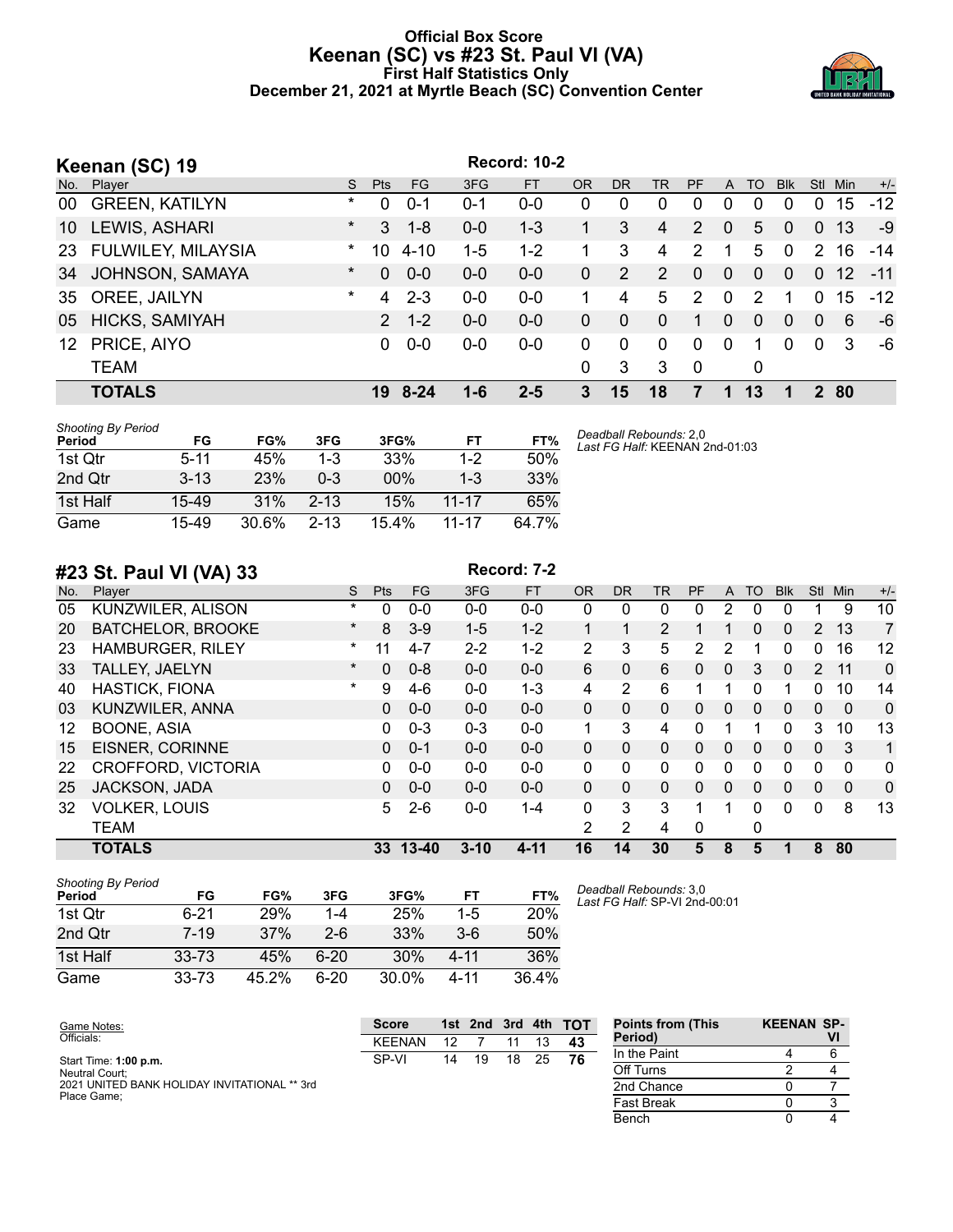# Official Box Score
## Keenan (SC) vs #23 St. Paul VI (VA)
### First Half Statistics Only
### December 21, 2021 at Myrtle Beach (SC) Convention Center

## Keenan (SC) 19

Record: 10-2

| No. | Player | S | Pts | FG | 3FG | FT | OR | DR | TR | PF | A | TO | Blk | Stl | Min | +/- |
|---|---|---|---|---|---|---|---|---|---|---|---|---|---|---|---|---|
| 00 | GREEN, KATILYN | * | 0 | 0-1 | 0-1 | 0-0 | 0 | 0 | 0 | 0 | 0 | 0 | 0 | 0 | 15 | -12 |
| 10 | LEWIS, ASHARI | * | 3 | 1-8 | 0-0 | 1-3 | 1 | 3 | 4 | 2 | 0 | 5 | 0 | 0 | 13 | -9 |
| 23 | FULWILEY, MILAYSIA | * | 10 | 4-10 | 1-5 | 1-2 | 1 | 3 | 4 | 2 | 1 | 5 | 0 | 2 | 16 | -14 |
| 34 | JOHNSON, SAMAYA | * | 0 | 0-0 | 0-0 | 0-0 | 0 | 2 | 2 | 0 | 0 | 0 | 0 | 0 | 12 | -11 |
| 35 | OREE, JAILYN | * | 4 | 2-3 | 0-0 | 0-0 | 1 | 4 | 5 | 2 | 0 | 2 | 1 | 0 | 15 | -12 |
| 05 | HICKS, SAMIYAH | | 2 | 1-2 | 0-0 | 0-0 | 0 | 0 | 0 | 1 | 0 | 0 | 0 | 0 | 6 | -6 |
| 12 | PRICE, AIYO | | 0 | 0-0 | 0-0 | 0-0 | 0 | 0 | 0 | 0 | 0 | 1 | 0 | 0 | 3 | -6 |
| | TEAM | | | | | | 0 | 3 | 3 | 0 | | 0 | | | | |
| | **TOTALS** | | **19** | **8-24** | **1-6** | **2-5** | **3** | **15** | **18** | **7** | **1** | **13** | **1** | **2** | **80** | |

*Shooting By Period*

| Period | FG | FG% | 3FG | 3FG% | FT | FT% |
|---|---|---|---|---|---|---|
| 1st Qtr | 5-11 | 45% | 1-3 | 33% | 1-2 | 50% |
| 2nd Qtr | 3-13 | 23% | 0-3 | 00% | 1-3 | 33% |
| 1st Half | 15-49 | 31% | 2-13 | 15% | 11-17 | 65% |
| Game | 15-49 | 30.6% | 2-13 | 15.4% | 11-17 | 64.7% |

*Deadball Rebounds:* 2,0
*Last FG Half:* KEENAN 2nd-01:03

## #23 St. Paul VI (VA) 33

Record: 7-2

| No. | Player | S | Pts | FG | 3FG | FT | OR | DR | TR | PF | A | TO | Blk | Stl | Min | +/- |
|---|---|---|---|---|---|---|---|---|---|---|---|---|---|---|---|---|
| 05 | KUNZWILER, ALISON | * | 0 | 0-0 | 0-0 | 0-0 | 0 | 0 | 0 | 0 | 2 | 0 | 0 | 1 | 9 | 10 |
| 20 | BATCHELOR, BROOKE | * | 8 | 3-9 | 1-5 | 1-2 | 1 | 1 | 2 | 1 | 1 | 0 | 0 | 2 | 13 | 7 |
| 23 | HAMBURGER, RILEY | * | 11 | 4-7 | 2-2 | 1-2 | 2 | 3 | 5 | 2 | 2 | 1 | 0 | 0 | 16 | 12 |
| 33 | TALLEY, JAELYN | * | 0 | 0-8 | 0-0 | 0-0 | 6 | 0 | 6 | 0 | 0 | 3 | 0 | 2 | 11 | 0 |
| 40 | HASTICK, FIONA | * | 9 | 4-6 | 0-0 | 1-3 | 4 | 2 | 6 | 1 | 1 | 0 | 1 | 0 | 10 | 14 |
| 03 | KUNZWILER, ANNA | | 0 | 0-0 | 0-0 | 0-0 | 0 | 0 | 0 | 0 | 0 | 0 | 0 | 0 | 0 | 0 |
| 12 | BOONE, ASIA | | 0 | 0-3 | 0-3 | 0-0 | 1 | 3 | 4 | 0 | 1 | 1 | 0 | 3 | 10 | 13 |
| 15 | EISNER, CORINNE | | 0 | 0-1 | 0-0 | 0-0 | 0 | 0 | 0 | 0 | 0 | 0 | 0 | 0 | 3 | 1 |
| 22 | CROFFORD, VICTORIA | | 0 | 0-0 | 0-0 | 0-0 | 0 | 0 | 0 | 0 | 0 | 0 | 0 | 0 | 0 | 0 |
| 25 | JACKSON, JADA | | 0 | 0-0 | 0-0 | 0-0 | 0 | 0 | 0 | 0 | 0 | 0 | 0 | 0 | 0 | 0 |
| 32 | VOLKER, LOUIS | | 5 | 2-6 | 0-0 | 1-4 | 0 | 3 | 3 | 1 | 1 | 0 | 0 | 0 | 8 | 13 |
| | TEAM | | | | | | 2 | 2 | 4 | 0 | | 0 | | | | |
| | **TOTALS** | | **33** | **13-40** | **3-10** | **4-11** | **16** | **14** | **30** | **5** | **8** | **5** | **1** | **8** | **80** | |

*Shooting By Period*

| Period | FG | FG% | 3FG | 3FG% | FT | FT% |
|---|---|---|---|---|---|---|
| 1st Qtr | 6-21 | 29% | 1-4 | 25% | 1-5 | 20% |
| 2nd Qtr | 7-19 | 37% | 2-6 | 33% | 3-6 | 50% |
| 1st Half | 33-73 | 45% | 6-20 | 30% | 4-11 | 36% |
| Game | 33-73 | 45.2% | 6-20 | 30.0% | 4-11 | 36.4% |

*Deadball Rebounds:* 3,0
*Last FG Half:* SP-VI 2nd-00:01

Game Notes:
Officials:

Start Time: **1:00 p.m.**
Neutral Court;
2021 UNITED BANK HOLIDAY INVITATIONAL ** 3rd Place Game;

| Score | 1st | 2nd | 3rd | 4th | TOT |
|---|---|---|---|---|---|
| KEENAN | 12 | 7 | 11 | 13 | **43** |
| SP-VI | 14 | 19 | 18 | 25 | **76** |

| Points from (This Period) | KEENAN | SP-VI |
|---|---|---|
| In the Paint | 4 | 6 |
| Off Turns | 2 | 4 |
| 2nd Chance | 0 | 7 |
| Fast Break | 0 | 3 |
| Bench | 0 | 4 |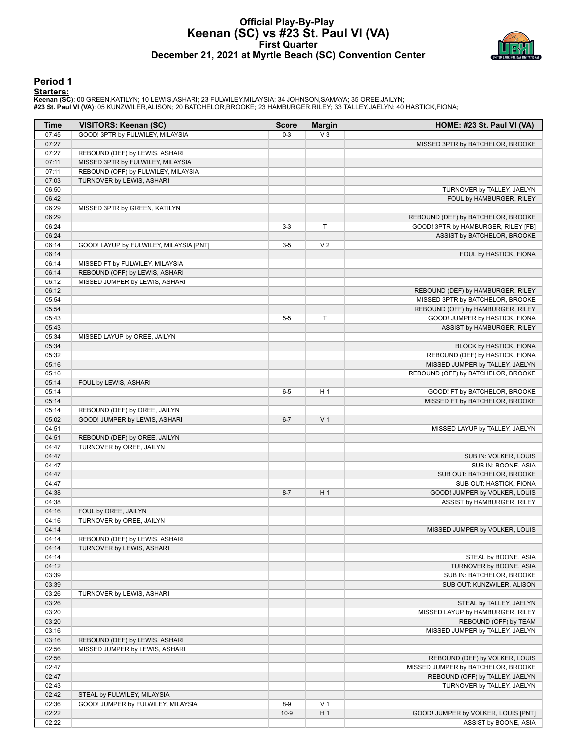# Official Play-By-Play
## Keenan (SC) vs #23 St. Paul VI (VA)
### First Quarter
### December 21, 2021 at Myrtle Beach (SC) Convention Center

## Period 1

**Starters:**

**Keenan (SC)**: 00 GREEN,KATILYN; 10 LEWIS,ASHARI; 23 FULWILEY,MILAYSIA; 34 JOHNSON,SAMAYA; 35 OREE,JAILYN;
**#23 St. Paul VI (VA)**: 05 KUNZWILER,ALISON; 20 BATCHELOR,BROOKE; 23 HAMBURGER,RILEY; 33 TALLEY,JAELYN; 40 HASTICK,FIONA;

| Time | VISITORS: Keenan (SC) | Score | Margin | HOME: #23 St. Paul VI (VA) |
|---|---|---|---|---|
| 07:45 | GOOD! 3PTR by FULWILEY, MILAYSIA | 0-3 | V 3 | |
| 07:27 | | | | MISSED 3PTR by BATCHELOR, BROOKE |
| 07:27 | REBOUND (DEF) by LEWIS, ASHARI | | | |
| 07:11 | MISSED 3PTR by FULWILEY, MILAYSIA | | | |
| 07:11 | REBOUND (OFF) by FULWILEY, MILAYSIA | | | |
| 07:03 | TURNOVER by LEWIS, ASHARI | | | |
| 06:50 | | | | TURNOVER by TALLEY, JAELYN |
| 06:42 | | | | FOUL by HAMBURGER, RILEY |
| 06:29 | MISSED 3PTR by GREEN, KATILYN | | | |
| 06:29 | | | | REBOUND (DEF) by BATCHELOR, BROOKE |
| 06:24 | | 3-3 | T | GOOD! 3PTR by HAMBURGER, RILEY [FB] |
| 06:24 | | | | ASSIST by BATCHELOR, BROOKE |
| 06:14 | GOOD! LAYUP by FULWILEY, MILAYSIA [PNT] | 3-5 | V 2 | |
| 06:14 | | | | FOUL by HASTICK, FIONA |
| 06:14 | MISSED FT by FULWILEY, MILAYSIA | | | |
| 06:14 | REBOUND (OFF) by LEWIS, ASHARI | | | |
| 06:12 | MISSED JUMPER by LEWIS, ASHARI | | | |
| 06:12 | | | | REBOUND (DEF) by HAMBURGER, RILEY |
| 05:54 | | | | MISSED 3PTR by BATCHELOR, BROOKE |
| 05:54 | | | | REBOUND (OFF) by HAMBURGER, RILEY |
| 05:43 | | 5-5 | T | GOOD! JUMPER by HASTICK, FIONA |
| 05:43 | | | | ASSIST by HAMBURGER, RILEY |
| 05:34 | MISSED LAYUP by OREE, JAILYN | | | |
| 05:34 | | | | BLOCK by HASTICK, FIONA |
| 05:32 | | | | REBOUND (DEF) by HASTICK, FIONA |
| 05:16 | | | | MISSED JUMPER by TALLEY, JAELYN |
| 05:16 | | | | REBOUND (OFF) by BATCHELOR, BROOKE |
| 05:14 | FOUL by LEWIS, ASHARI | | | |
| 05:14 | | 6-5 | H 1 | GOOD! FT by BATCHELOR, BROOKE |
| 05:14 | | | | MISSED FT by BATCHELOR, BROOKE |
| 05:14 | REBOUND (DEF) by OREE, JAILYN | | | |
| 05:02 | GOOD! JUMPER by LEWIS, ASHARI | 6-7 | V 1 | |
| 04:51 | | | | MISSED LAYUP by TALLEY, JAELYN |
| 04:51 | REBOUND (DEF) by OREE, JAILYN | | | |
| 04:47 | TURNOVER by OREE, JAILYN | | | |
| 04:47 | | | | SUB IN: VOLKER, LOUIS |
| 04:47 | | | | SUB IN: BOONE, ASIA |
| 04:47 | | | | SUB OUT: BATCHELOR, BROOKE |
| 04:47 | | | | SUB OUT: HASTICK, FIONA |
| 04:38 | | 8-7 | H 1 | GOOD! JUMPER by VOLKER, LOUIS |
| 04:38 | | | | ASSIST by HAMBURGER, RILEY |
| 04:16 | FOUL by OREE, JAILYN | | | |
| 04:16 | TURNOVER by OREE, JAILYN | | | |
| 04:14 | | | | MISSED JUMPER by VOLKER, LOUIS |
| 04:14 | REBOUND (DEF) by LEWIS, ASHARI | | | |
| 04:14 | TURNOVER by LEWIS, ASHARI | | | |
| 04:14 | | | | STEAL by BOONE, ASIA |
| 04:12 | | | | TURNOVER by BOONE, ASIA |
| 03:39 | | | | SUB IN: BATCHELOR, BROOKE |
| 03:39 | | | | SUB OUT: KUNZWILER, ALISON |
| 03:26 | TURNOVER by LEWIS, ASHARI | | | |
| 03:26 | | | | STEAL by TALLEY, JAELYN |
| 03:20 | | | | MISSED LAYUP by HAMBURGER, RILEY |
| 03:20 | | | | REBOUND (OFF) by TEAM |
| 03:16 | | | | MISSED JUMPER by TALLEY, JAELYN |
| 03:16 | REBOUND (DEF) by LEWIS, ASHARI | | | |
| 02:56 | MISSED JUMPER by LEWIS, ASHARI | | | |
| 02:56 | | | | REBOUND (DEF) by VOLKER, LOUIS |
| 02:47 | | | | MISSED JUMPER by BATCHELOR, BROOKE |
| 02:47 | | | | REBOUND (OFF) by TALLEY, JAELYN |
| 02:43 | | | | TURNOVER by TALLEY, JAELYN |
| 02:42 | STEAL by FULWILEY, MILAYSIA | | | |
| 02:36 | GOOD! JUMPER by FULWILEY, MILAYSIA | 8-9 | V 1 | |
| 02:22 | | 10-9 | H 1 | GOOD! JUMPER by VOLKER, LOUIS [PNT] |
| 02:22 | | | | ASSIST by BOONE, ASIA |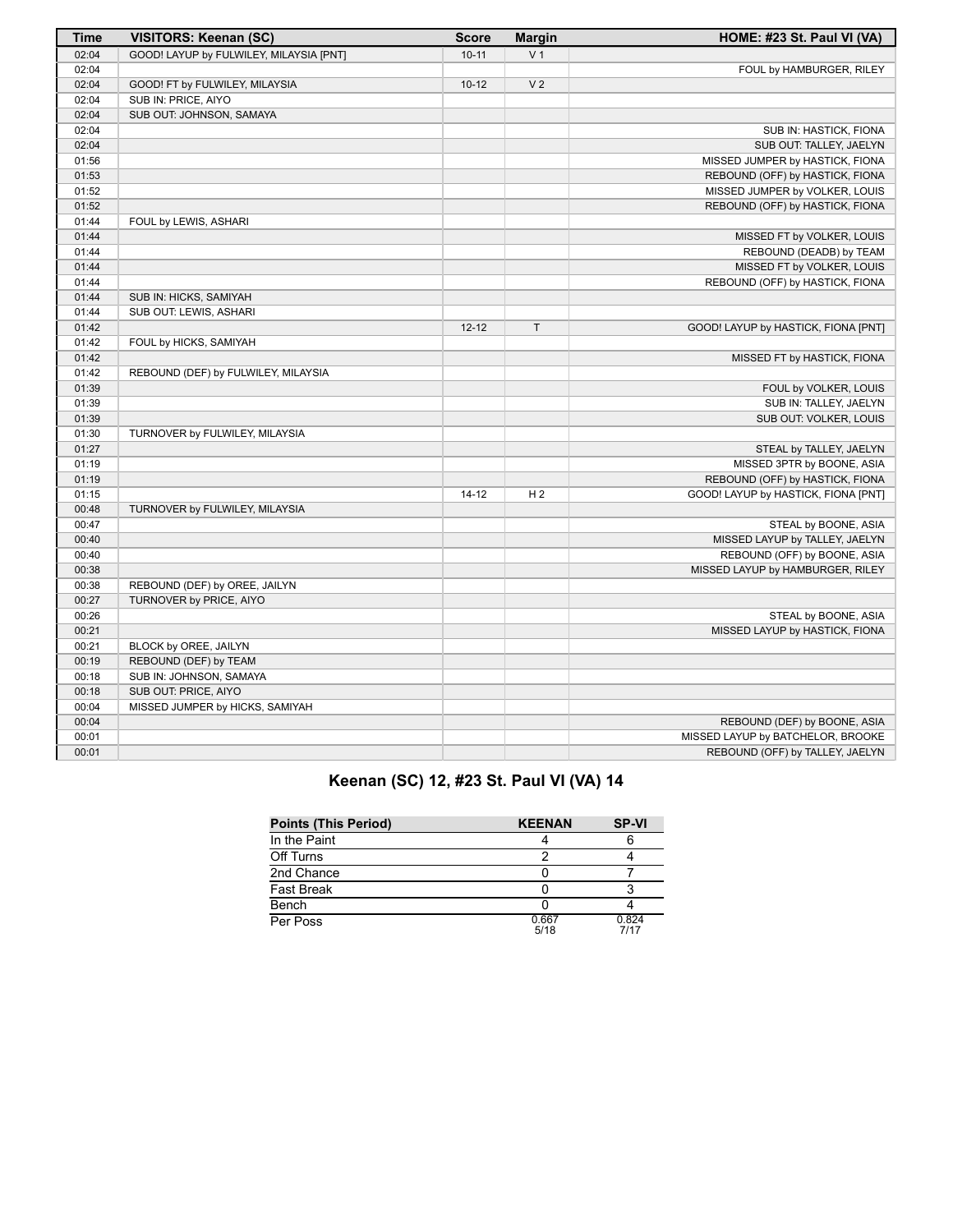| Time | VISITORS: Keenan (SC) | Score | Margin | HOME: #23 St. Paul VI (VA) |
| --- | --- | --- | --- | --- |
| 02:04 | GOOD! LAYUP by FULWILEY, MILAYSIA [PNT] | 10-11 | V 1 | |
| 02:04 | | | | FOUL by HAMBURGER, RILEY |
| 02:04 | GOOD! FT by FULWILEY, MILAYSIA | 10-12 | V 2 | |
| 02:04 | SUB IN: PRICE, AIYO | | | |
| 02:04 | SUB OUT: JOHNSON, SAMAYA | | | |
| 02:04 | | | | SUB IN: HASTICK, FIONA |
| 02:04 | | | | SUB OUT: TALLEY, JAELYN |
| 01:56 | | | | MISSED JUMPER by HASTICK, FIONA |
| 01:53 | | | | REBOUND (OFF) by HASTICK, FIONA |
| 01:52 | | | | MISSED JUMPER by VOLKER, LOUIS |
| 01:52 | | | | REBOUND (OFF) by HASTICK, FIONA |
| 01:44 | FOUL by LEWIS, ASHARI | | | |
| 01:44 | | | | MISSED FT by VOLKER, LOUIS |
| 01:44 | | | | REBOUND (DEADB) by TEAM |
| 01:44 | | | | MISSED FT by VOLKER, LOUIS |
| 01:44 | | | | REBOUND (OFF) by HASTICK, FIONA |
| 01:44 | SUB IN: HICKS, SAMIYAH | | | |
| 01:44 | SUB OUT: LEWIS, ASHARI | | | |
| 01:42 | | 12-12 | T | GOOD! LAYUP by HASTICK, FIONA [PNT] |
| 01:42 | FOUL by HICKS, SAMIYAH | | | |
| 01:42 | | | | MISSED FT by HASTICK, FIONA |
| 01:42 | REBOUND (DEF) by FULWILEY, MILAYSIA | | | |
| 01:39 | | | | FOUL by VOLKER, LOUIS |
| 01:39 | | | | SUB IN: TALLEY, JAELYN |
| 01:39 | | | | SUB OUT: VOLKER, LOUIS |
| 01:30 | TURNOVER by FULWILEY, MILAYSIA | | | |
| 01:27 | | | | STEAL by TALLEY, JAELYN |
| 01:19 | | | | MISSED 3PTR by BOONE, ASIA |
| 01:19 | | | | REBOUND (OFF) by HASTICK, FIONA |
| 01:15 | | 14-12 | H 2 | GOOD! LAYUP by HASTICK, FIONA [PNT] |
| 00:48 | TURNOVER by FULWILEY, MILAYSIA | | | |
| 00:47 | | | | STEAL by BOONE, ASIA |
| 00:40 | | | | MISSED LAYUP by TALLEY, JAELYN |
| 00:40 | | | | REBOUND (OFF) by BOONE, ASIA |
| 00:38 | | | | MISSED LAYUP by HAMBURGER, RILEY |
| 00:38 | REBOUND (DEF) by OREE, JAILYN | | | |
| 00:27 | TURNOVER by PRICE, AIYO | | | |
| 00:26 | | | | STEAL by BOONE, ASIA |
| 00:21 | | | | MISSED LAYUP by HASTICK, FIONA |
| 00:21 | BLOCK by OREE, JAILYN | | | |
| 00:19 | REBOUND (DEF) by TEAM | | | |
| 00:18 | SUB IN: JOHNSON, SAMAYA | | | |
| 00:18 | SUB OUT: PRICE, AIYO | | | |
| 00:04 | MISSED JUMPER by HICKS, SAMIYAH | | | |
| 00:04 | | | | REBOUND (DEF) by BOONE, ASIA |
| 00:01 | | | | MISSED LAYUP by BATCHELOR, BROOKE |
| 00:01 | | | | REBOUND (OFF) by TALLEY, JAELYN |

## Keenan (SC) 12, #23 St. Paul VI (VA) 14

| Points (This Period) | KEENAN | SP-VI |
| --- | --- | --- |
| In the Paint | 4 | 6 |
| Off Turns | 2 | 4 |
| 2nd Chance | 0 | 7 |
| Fast Break | 0 | 3 |
| Bench | 0 | 4 |
| Per Poss | 0.667 5/18 | 0.824 7/17 |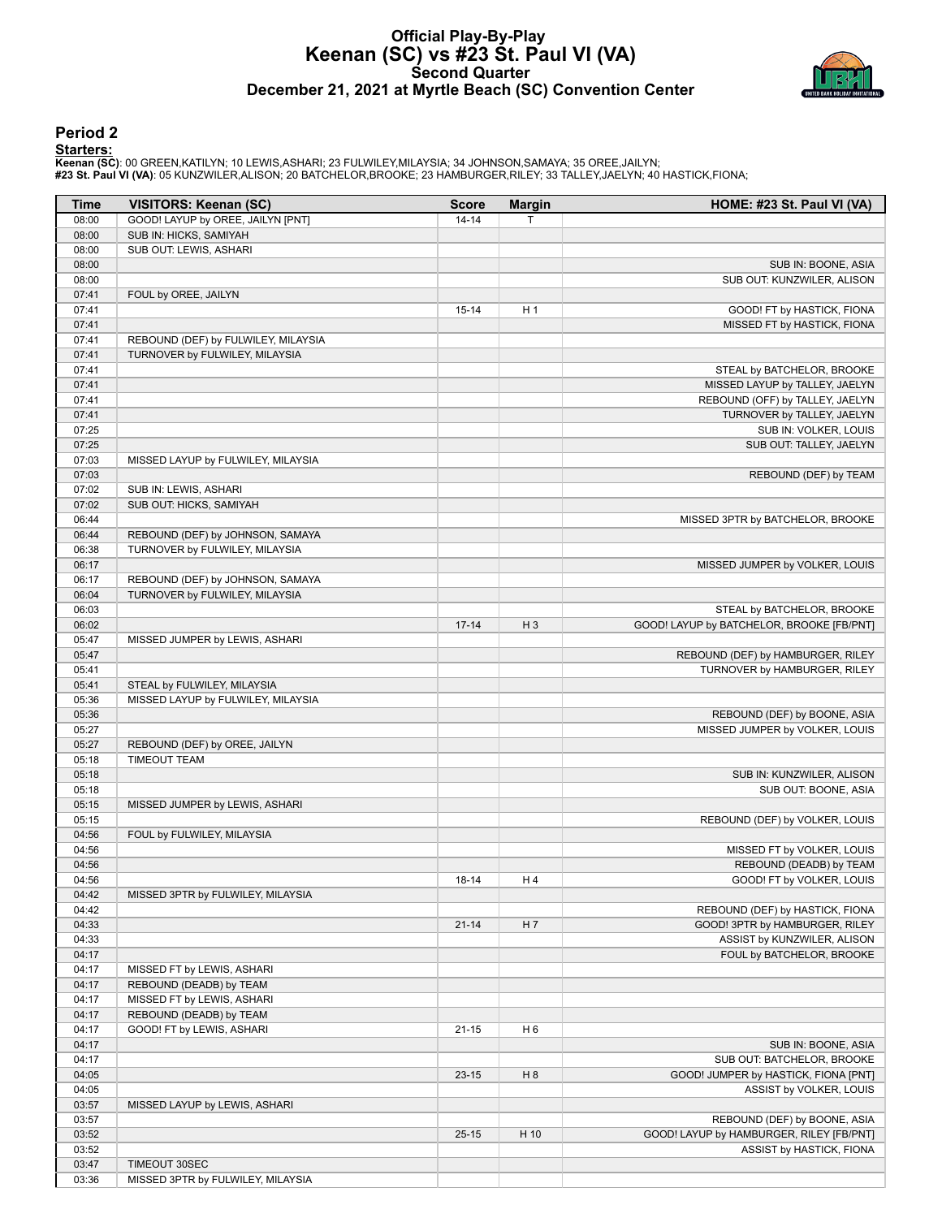# Official Play-By-Play
# Keenan (SC) vs #23 St. Paul VI (VA)
## Second Quarter
## December 21, 2021 at Myrtle Beach (SC) Convention Center

### Period 2

**Starters:**

**Keenan (SC)**: 00 GREEN,KATILYN; 10 LEWIS,ASHARI; 23 FULWILEY,MILAYSIA; 34 JOHNSON,SAMAYA; 35 OREE,JAILYN;
**#23 St. Paul VI (VA)**: 05 KUNZWILER,ALISON; 20 BATCHELOR,BROOKE; 23 HAMBURGER,RILEY; 33 TALLEY,JAELYN; 40 HASTICK,FIONA;

| Time | VISITORS: Keenan (SC) | Score | Margin | HOME: #23 St. Paul VI (VA) |
|---|---|---|---|---|
| 08:00 | GOOD! LAYUP by OREE, JAILYN [PNT] | 14-14 | T | |
| 08:00 | SUB IN: HICKS, SAMIYAH | | | |
| 08:00 | SUB OUT: LEWIS, ASHARI | | | |
| 08:00 | | | | SUB IN: BOONE, ASIA |
| 08:00 | | | | SUB OUT: KUNZWILER, ALISON |
| 07:41 | FOUL by OREE, JAILYN | | | |
| 07:41 | | 15-14 | H 1 | GOOD! FT by HASTICK, FIONA |
| 07:41 | | | | MISSED FT by HASTICK, FIONA |
| 07:41 | REBOUND (DEF) by FULWILEY, MILAYSIA | | | |
| 07:41 | TURNOVER by FULWILEY, MILAYSIA | | | |
| 07:41 | | | | STEAL by BATCHELOR, BROOKE |
| 07:41 | | | | MISSED LAYUP by TALLEY, JAELYN |
| 07:41 | | | | REBOUND (OFF) by TALLEY, JAELYN |
| 07:41 | | | | TURNOVER by TALLEY, JAELYN |
| 07:25 | | | | SUB IN: VOLKER, LOUIS |
| 07:25 | | | | SUB OUT: TALLEY, JAELYN |
| 07:03 | MISSED LAYUP by FULWILEY, MILAYSIA | | | |
| 07:03 | | | | REBOUND (DEF) by TEAM |
| 07:02 | SUB IN: LEWIS, ASHARI | | | |
| 07:02 | SUB OUT: HICKS, SAMIYAH | | | |
| 06:44 | | | | MISSED 3PTR by BATCHELOR, BROOKE |
| 06:44 | REBOUND (DEF) by JOHNSON, SAMAYA | | | |
| 06:38 | TURNOVER by FULWILEY, MILAYSIA | | | |
| 06:17 | | | | MISSED JUMPER by VOLKER, LOUIS |
| 06:17 | REBOUND (DEF) by JOHNSON, SAMAYA | | | |
| 06:04 | TURNOVER by FULWILEY, MILAYSIA | | | |
| 06:03 | | | | STEAL by BATCHELOR, BROOKE |
| 06:02 | | 17-14 | H 3 | GOOD! LAYUP by BATCHELOR, BROOKE [FB/PNT] |
| 05:47 | MISSED JUMPER by LEWIS, ASHARI | | | |
| 05:47 | | | | REBOUND (DEF) by HAMBURGER, RILEY |
| 05:41 | | | | TURNOVER by HAMBURGER, RILEY |
| 05:41 | STEAL by FULWILEY, MILAYSIA | | | |
| 05:36 | MISSED LAYUP by FULWILEY, MILAYSIA | | | |
| 05:36 | | | | REBOUND (DEF) by BOONE, ASIA |
| 05:27 | | | | MISSED JUMPER by VOLKER, LOUIS |
| 05:27 | REBOUND (DEF) by OREE, JAILYN | | | |
| 05:18 | TIMEOUT TEAM | | | |
| 05:18 | | | | SUB IN: KUNZWILER, ALISON |
| 05:18 | | | | SUB OUT: BOONE, ASIA |
| 05:15 | MISSED JUMPER by LEWIS, ASHARI | | | |
| 05:15 | | | | REBOUND (DEF) by VOLKER, LOUIS |
| 04:56 | FOUL by FULWILEY, MILAYSIA | | | |
| 04:56 | | | | MISSED FT by VOLKER, LOUIS |
| 04:56 | | | | REBOUND (DEADB) by TEAM |
| 04:56 | | 18-14 | H 4 | GOOD! FT by VOLKER, LOUIS |
| 04:42 | MISSED 3PTR by FULWILEY, MILAYSIA | | | |
| 04:42 | | | | REBOUND (DEF) by HASTICK, FIONA |
| 04:33 | | 21-14 | H 7 | GOOD! 3PTR by HAMBURGER, RILEY |
| 04:33 | | | | ASSIST by KUNZWILER, ALISON |
| 04:17 | | | | FOUL by BATCHELOR, BROOKE |
| 04:17 | MISSED FT by LEWIS, ASHARI | | | |
| 04:17 | REBOUND (DEADB) by TEAM | | | |
| 04:17 | MISSED FT by LEWIS, ASHARI | | | |
| 04:17 | REBOUND (DEADB) by TEAM | | | |
| 04:17 | GOOD! FT by LEWIS, ASHARI | 21-15 | H 6 | |
| 04:17 | | | | SUB IN: BOONE, ASIA |
| 04:17 | | | | SUB OUT: BATCHELOR, BROOKE |
| 04:05 | | 23-15 | H 8 | GOOD! JUMPER by HASTICK, FIONA [PNT] |
| 04:05 | | | | ASSIST by VOLKER, LOUIS |
| 03:57 | MISSED LAYUP by LEWIS, ASHARI | | | |
| 03:57 | | | | REBOUND (DEF) by BOONE, ASIA |
| 03:52 | | 25-15 | H 10 | GOOD! LAYUP by HAMBURGER, RILEY [FB/PNT] |
| 03:52 | | | | ASSIST by HASTICK, FIONA |
| 03:47 | TIMEOUT 30SEC | | | |
| 03:36 | MISSED 3PTR by FULWILEY, MILAYSIA | | | |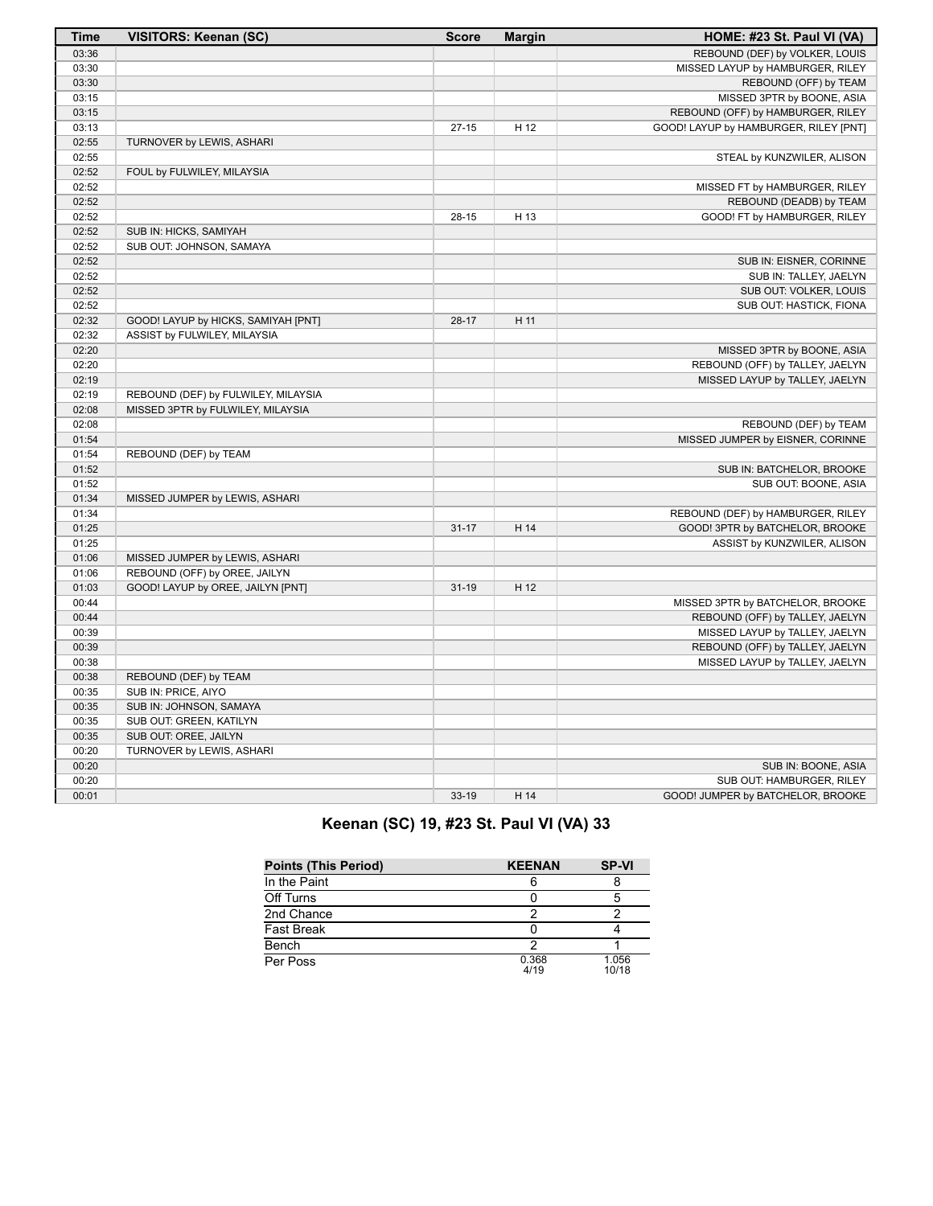| Time | VISITORS: Keenan (SC) | Score | Margin | HOME: #23 St. Paul VI (VA) |
|---|---|---|---|---|
| 03:36 | | | | REBOUND (DEF) by VOLKER, LOUIS |
| 03:30 | | | | MISSED LAYUP by HAMBURGER, RILEY |
| 03:30 | | | | REBOUND (OFF) by TEAM |
| 03:15 | | | | MISSED 3PTR by BOONE, ASIA |
| 03:15 | | | | REBOUND (OFF) by HAMBURGER, RILEY |
| 03:13 | | 27-15 | H 12 | GOOD! LAYUP by HAMBURGER, RILEY [PNT] |
| 02:55 | TURNOVER by LEWIS, ASHARI | | | |
| 02:55 | | | | STEAL by KUNZWILER, ALISON |
| 02:52 | FOUL by FULWILEY, MILAYSIA | | | |
| 02:52 | | | | MISSED FT by HAMBURGER, RILEY |
| 02:52 | | | | REBOUND (DEADB) by TEAM |
| 02:52 | | 28-15 | H 13 | GOOD! FT by HAMBURGER, RILEY |
| 02:52 | SUB IN: HICKS, SAMIYAH | | | |
| 02:52 | SUB OUT: JOHNSON, SAMAYA | | | |
| 02:52 | | | | SUB IN: EISNER, CORINNE |
| 02:52 | | | | SUB IN: TALLEY, JAELYN |
| 02:52 | | | | SUB OUT: VOLKER, LOUIS |
| 02:52 | | | | SUB OUT: HASTICK, FIONA |
| 02:32 | GOOD! LAYUP by HICKS, SAMIYAH [PNT] | 28-17 | H 11 | |
| 02:32 | ASSIST by FULWILEY, MILAYSIA | | | |
| 02:20 | | | | MISSED 3PTR by BOONE, ASIA |
| 02:20 | | | | REBOUND (OFF) by TALLEY, JAELYN |
| 02:19 | | | | MISSED LAYUP by TALLEY, JAELYN |
| 02:19 | REBOUND (DEF) by FULWILEY, MILAYSIA | | | |
| 02:08 | MISSED 3PTR by FULWILEY, MILAYSIA | | | |
| 02:08 | | | | REBOUND (DEF) by TEAM |
| 01:54 | | | | MISSED JUMPER by EISNER, CORINNE |
| 01:54 | REBOUND (DEF) by TEAM | | | |
| 01:52 | | | | SUB IN: BATCHELOR, BROOKE |
| 01:52 | | | | SUB OUT: BOONE, ASIA |
| 01:34 | MISSED JUMPER by LEWIS, ASHARI | | | |
| 01:34 | | | | REBOUND (DEF) by HAMBURGER, RILEY |
| 01:25 | | 31-17 | H 14 | GOOD! 3PTR by BATCHELOR, BROOKE |
| 01:25 | | | | ASSIST by KUNZWILER, ALISON |
| 01:06 | MISSED JUMPER by LEWIS, ASHARI | | | |
| 01:06 | REBOUND (OFF) by OREE, JAILYN | | | |
| 01:03 | GOOD! LAYUP by OREE, JAILYN [PNT] | 31-19 | H 12 | |
| 00:44 | | | | MISSED 3PTR by BATCHELOR, BROOKE |
| 00:44 | | | | REBOUND (OFF) by TALLEY, JAELYN |
| 00:39 | | | | MISSED LAYUP by TALLEY, JAELYN |
| 00:39 | | | | REBOUND (OFF) by TALLEY, JAELYN |
| 00:38 | | | | MISSED LAYUP by TALLEY, JAELYN |
| 00:38 | REBOUND (DEF) by TEAM | | | |
| 00:35 | SUB IN: PRICE, AIYO | | | |
| 00:35 | SUB IN: JOHNSON, SAMAYA | | | |
| 00:35 | SUB OUT: GREEN, KATILYN | | | |
| 00:35 | SUB OUT: OREE, JAILYN | | | |
| 00:20 | TURNOVER by LEWIS, ASHARI | | | |
| 00:20 | | | | SUB IN: BOONE, ASIA |
| 00:20 | | | | SUB OUT: HAMBURGER, RILEY |
| 00:01 | | 33-19 | H 14 | GOOD! JUMPER by BATCHELOR, BROOKE |

## Keenan (SC) 19, #23 St. Paul VI (VA) 33

| Points (This Period) | KEENAN | SP-VI |
|---|---|---|
| In the Paint | 6 | 8 |
| Off Turns | 0 | 5 |
| 2nd Chance | 2 | 2 |
| Fast Break | 0 | 4 |
| Bench | 2 | 1 |
| Per Poss | 0.368 4/19 | 1.056 10/18 |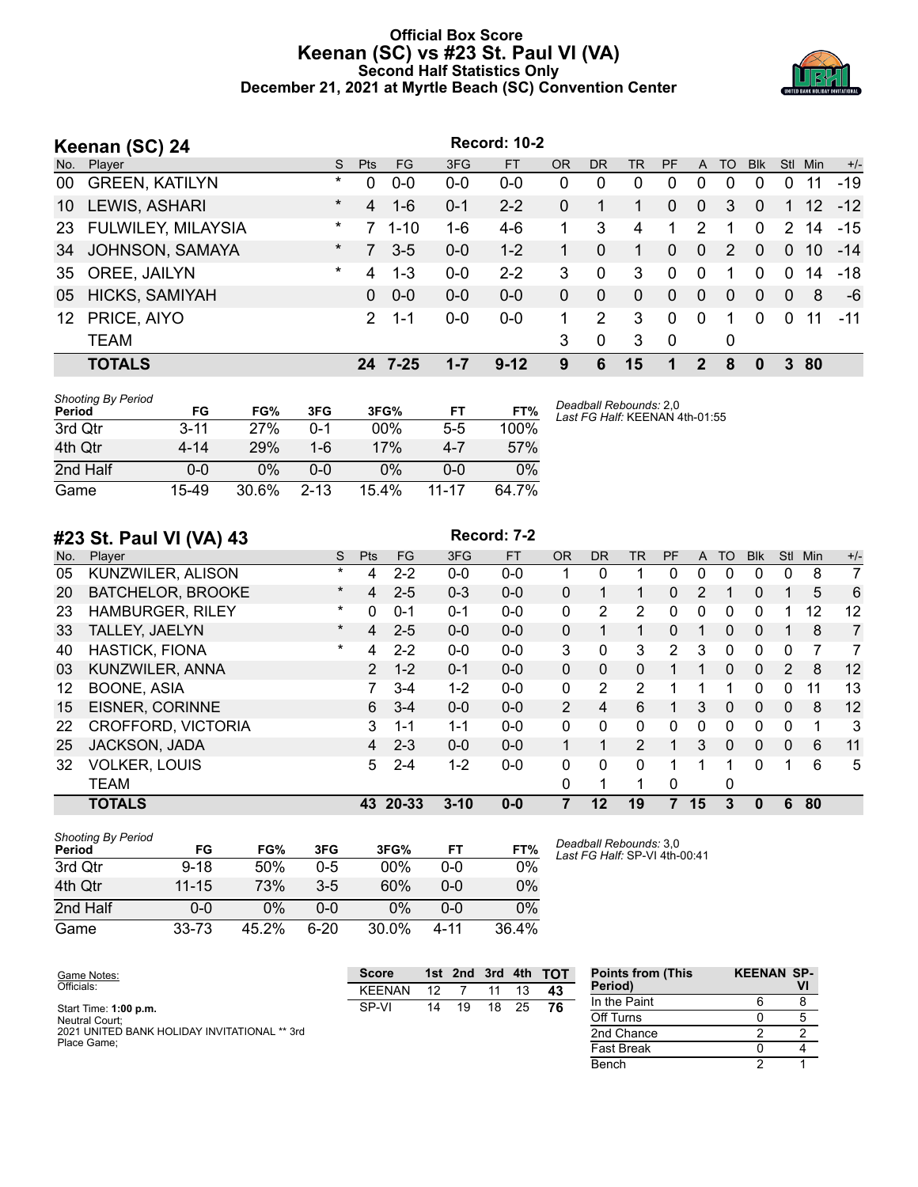# Official Box Score
## Keenan (SC) vs #23 St. Paul VI (VA)
### Second Half Statistics Only
### December 21, 2021 at Myrtle Beach (SC) Convention Center

## Keenan (SC) 24

Record: 10-2

| No. | Player | S | Pts | FG | 3FG | FT | OR | DR | TR | PF | A | TO | Blk | Stl | Min | +/- |
|---|---|---|---|---|---|---|---|---|---|---|---|---|---|---|---|---|
| 00 | GREEN, KATILYN | * | 0 | 0-0 | 0-0 | 0-0 | 0 | 0 | 0 | 0 | 0 | 0 | 0 | 0 | 11 | -19 |
| 10 | LEWIS, ASHARI | * | 4 | 1-6 | 0-1 | 2-2 | 0 | 1 | 1 | 0 | 0 | 3 | 0 | 1 | 12 | -12 |
| 23 | FULWILEY, MILAYSIA | * | 7 | 1-10 | 1-6 | 4-6 | 1 | 3 | 4 | 1 | 2 | 1 | 0 | 2 | 14 | -15 |
| 34 | JOHNSON, SAMAYA | * | 7 | 3-5 | 0-0 | 1-2 | 1 | 0 | 1 | 0 | 0 | 2 | 0 | 0 | 10 | -14 |
| 35 | OREE, JAILYN | * | 4 | 1-3 | 0-0 | 2-2 | 3 | 0 | 3 | 0 | 0 | 1 | 0 | 0 | 14 | -18 |
| 05 | HICKS, SAMIYAH | | 0 | 0-0 | 0-0 | 0-0 | 0 | 0 | 0 | 0 | 0 | 0 | 0 | 0 | 8 | -6 |
| 12 | PRICE, AIYO | | 2 | 1-1 | 0-0 | 0-0 | 1 | 2 | 3 | 0 | 0 | 1 | 0 | 0 | 11 | -11 |
| | TEAM | | | | | | 3 | 0 | 3 | 0 | | 0 | | | | |
| | **TOTALS** | | **24** | **7-25** | **1-7** | **9-12** | **9** | **6** | **15** | **1** | **2** | **8** | **0** | **3** | **80** | |

*Shooting By Period*

| Period | FG | FG% | 3FG | 3FG% | FT | FT% |
|---|---|---|---|---|---|---|
| 3rd Qtr | 3-11 | 27% | 0-1 | 00% | 5-5 | 100% |
| 4th Qtr | 4-14 | 29% | 1-6 | 17% | 4-7 | 57% |
| 2nd Half | 0-0 | 0% | 0-0 | 0% | 0-0 | 0% |
| Game | 15-49 | 30.6% | 2-13 | 15.4% | 11-17 | 64.7% |

*Deadball Rebounds:* 2,0
*Last FG Half:* KEENAN 4th-01:55

## #23 St. Paul VI (VA) 43

Record: 7-2

| No. | Player | S | Pts | FG | 3FG | FT | OR | DR | TR | PF | A | TO | Blk | Stl | Min | +/- |
|---|---|---|---|---|---|---|---|---|---|---|---|---|---|---|---|---|
| 05 | KUNZWILER, ALISON | * | 4 | 2-2 | 0-0 | 0-0 | 1 | 0 | 1 | 0 | 0 | 0 | 0 | 0 | 8 | 7 |
| 20 | BATCHELOR, BROOKE | * | 4 | 2-5 | 0-3 | 0-0 | 0 | 1 | 1 | 0 | 2 | 1 | 0 | 1 | 5 | 6 |
| 23 | HAMBURGER, RILEY | * | 0 | 0-1 | 0-1 | 0-0 | 0 | 2 | 2 | 0 | 0 | 0 | 0 | 1 | 12 | 12 |
| 33 | TALLEY, JAELYN | * | 4 | 2-5 | 0-0 | 0-0 | 0 | 1 | 1 | 0 | 1 | 0 | 0 | 1 | 8 | 7 |
| 40 | HASTICK, FIONA | * | 4 | 2-2 | 0-0 | 0-0 | 3 | 0 | 3 | 2 | 3 | 0 | 0 | 0 | 7 | 7 |
| 03 | KUNZWILER, ANNA | | 2 | 1-2 | 0-1 | 0-0 | 0 | 0 | 0 | 1 | 1 | 0 | 0 | 2 | 8 | 12 |
| 12 | BOONE, ASIA | | 7 | 3-4 | 1-2 | 0-0 | 0 | 2 | 2 | 1 | 1 | 1 | 0 | 0 | 11 | 13 |
| 15 | EISNER, CORINNE | | 6 | 3-4 | 0-0 | 0-0 | 2 | 4 | 6 | 1 | 3 | 0 | 0 | 0 | 8 | 12 |
| 22 | CROFFORD, VICTORIA | | 3 | 1-1 | 1-1 | 0-0 | 0 | 0 | 0 | 0 | 0 | 0 | 0 | 0 | 1 | 3 |
| 25 | JACKSON, JADA | | 4 | 2-3 | 0-0 | 0-0 | 1 | 1 | 2 | 1 | 3 | 0 | 0 | 0 | 6 | 11 |
| 32 | VOLKER, LOUIS | | 5 | 2-4 | 1-2 | 0-0 | 0 | 0 | 0 | 1 | 1 | 1 | 0 | 1 | 6 | 5 |
| | TEAM | | | | | | 0 | 1 | 1 | 0 | | 0 | | | | |
| | **TOTALS** | | **43** | **20-33** | **3-10** | **0-0** | **7** | **12** | **19** | **7** | **15** | **3** | **0** | **6** | **80** | |

*Shooting By Period*

| Period | FG | FG% | 3FG | 3FG% | FT | FT% |
|---|---|---|---|---|---|---|
| 3rd Qtr | 9-18 | 50% | 0-5 | 00% | 0-0 | 0% |
| 4th Qtr | 11-15 | 73% | 3-5 | 60% | 0-0 | 0% |
| 2nd Half | 0-0 | 0% | 0-0 | 0% | 0-0 | 0% |
| Game | 33-73 | 45.2% | 6-20 | 30.0% | 4-11 | 36.4% |

*Deadball Rebounds:* 3,0
*Last FG Half:* SP-VI 4th-00:41

Game Notes:
Officials:

Start Time: **1:00 p.m.**
Neutral Court;
2021 UNITED BANK HOLIDAY INVITATIONAL ** 3rd Place Game;

| Score | 1st | 2nd | 3rd | 4th | TOT |
|---|---|---|---|---|---|
| KEENAN | 12 | 7 | 11 | 13 | 43 |
| SP-VI | 14 | 19 | 18 | 25 | 76 |

| Points from (This Period) | KEENAN | SP-VI |
|---|---|---|
| In the Paint | 6 | 8 |
| Off Turns | 0 | 5 |
| 2nd Chance | 2 | 2 |
| Fast Break | 0 | 4 |
| Bench | 2 | 1 |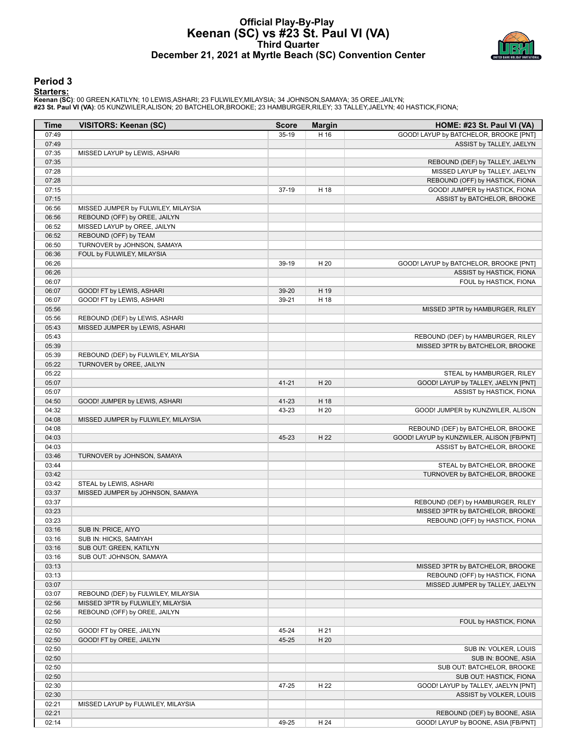# Official Play-By-Play
## Keenan (SC) vs #23 St. Paul VI (VA)
### Third Quarter
### December 21, 2021 at Myrtle Beach (SC) Convention Center

## Period 3

**Starters:**

**Keenan (SC)**: 00 GREEN,KATILYN; 10 LEWIS,ASHARI; 23 FULWILEY,MILAYSIA; 34 JOHNSON,SAMAYA; 35 OREE,JAILYN;
**#23 St. Paul VI (VA)**: 05 KUNZWILER,ALISON; 20 BATCHELOR,BROOKE; 23 HAMBURGER,RILEY; 33 TALLEY,JAELYN; 40 HASTICK,FIONA;

| Time | VISITORS: Keenan (SC) | Score | Margin | HOME: #23 St. Paul VI (VA) |
|---|---|---|---|---|
| 07:49 | | 35-19 | H 16 | GOOD! LAYUP by BATCHELOR, BROOKE [PNT] |
| 07:49 | | | | ASSIST by TALLEY, JAELYN |
| 07:35 | MISSED LAYUP by LEWIS, ASHARI | | | |
| 07:35 | | | | REBOUND (DEF) by TALLEY, JAELYN |
| 07:28 | | | | MISSED LAYUP by TALLEY, JAELYN |
| 07:28 | | | | REBOUND (OFF) by HASTICK, FIONA |
| 07:15 | | 37-19 | H 18 | GOOD! JUMPER by HASTICK, FIONA |
| 07:15 | | | | ASSIST by BATCHELOR, BROOKE |
| 06:56 | MISSED JUMPER by FULWILEY, MILAYSIA | | | |
| 06:56 | REBOUND (OFF) by OREE, JAILYN | | | |
| 06:52 | MISSED LAYUP by OREE, JAILYN | | | |
| 06:52 | REBOUND (OFF) by TEAM | | | |
| 06:50 | TURNOVER by JOHNSON, SAMAYA | | | |
| 06:36 | FOUL by FULWILEY, MILAYSIA | | | |
| 06:26 | | 39-19 | H 20 | GOOD! LAYUP by BATCHELOR, BROOKE [PNT] |
| 06:26 | | | | ASSIST by HASTICK, FIONA |
| 06:07 | | | | FOUL by HASTICK, FIONA |
| 06:07 | GOOD! FT by LEWIS, ASHARI | 39-20 | H 19 | |
| 06:07 | GOOD! FT by LEWIS, ASHARI | 39-21 | H 18 | |
| 05:56 | | | | MISSED 3PTR by HAMBURGER, RILEY |
| 05:56 | REBOUND (DEF) by LEWIS, ASHARI | | | |
| 05:43 | MISSED JUMPER by LEWIS, ASHARI | | | |
| 05:43 | | | | REBOUND (DEF) by HAMBURGER, RILEY |
| 05:39 | | | | MISSED 3PTR by BATCHELOR, BROOKE |
| 05:39 | REBOUND (DEF) by FULWILEY, MILAYSIA | | | |
| 05:22 | TURNOVER by OREE, JAILYN | | | |
| 05:22 | | | | STEAL by HAMBURGER, RILEY |
| 05:07 | | 41-21 | H 20 | GOOD! LAYUP by TALLEY, JAELYN [PNT] |
| 05:07 | | | | ASSIST by HASTICK, FIONA |
| 04:50 | GOOD! JUMPER by LEWIS, ASHARI | 41-23 | H 18 | |
| 04:32 | | 43-23 | H 20 | GOOD! JUMPER by KUNZWILER, ALISON |
| 04:08 | MISSED JUMPER by FULWILEY, MILAYSIA | | | |
| 04:08 | | | | REBOUND (DEF) by BATCHELOR, BROOKE |
| 04:03 | | 45-23 | H 22 | GOOD! LAYUP by KUNZWILER, ALISON [FB/PNT] |
| 04:03 | | | | ASSIST by BATCHELOR, BROOKE |
| 03:46 | TURNOVER by JOHNSON, SAMAYA | | | |
| 03:44 | | | | STEAL by BATCHELOR, BROOKE |
| 03:42 | | | | TURNOVER by BATCHELOR, BROOKE |
| 03:42 | STEAL by LEWIS, ASHARI | | | |
| 03:37 | MISSED JUMPER by JOHNSON, SAMAYA | | | |
| 03:37 | | | | REBOUND (DEF) by HAMBURGER, RILEY |
| 03:23 | | | | MISSED 3PTR by BATCHELOR, BROOKE |
| 03:23 | | | | REBOUND (OFF) by HASTICK, FIONA |
| 03:16 | SUB IN: PRICE, AIYO | | | |
| 03:16 | SUB IN: HICKS, SAMIYAH | | | |
| 03:16 | SUB OUT: GREEN, KATILYN | | | |
| 03:16 | SUB OUT: JOHNSON, SAMAYA | | | |
| 03:13 | | | | MISSED 3PTR by BATCHELOR, BROOKE |
| 03:13 | | | | REBOUND (OFF) by HASTICK, FIONA |
| 03:07 | | | | MISSED JUMPER by TALLEY, JAELYN |
| 03:07 | REBOUND (DEF) by FULWILEY, MILAYSIA | | | |
| 02:56 | MISSED 3PTR by FULWILEY, MILAYSIA | | | |
| 02:56 | REBOUND (OFF) by OREE, JAILYN | | | |
| 02:50 | | | | FOUL by HASTICK, FIONA |
| 02:50 | GOOD! FT by OREE, JAILYN | 45-24 | H 21 | |
| 02:50 | GOOD! FT by OREE, JAILYN | 45-25 | H 20 | |
| 02:50 | | | | SUB IN: VOLKER, LOUIS |
| 02:50 | | | | SUB IN: BOONE, ASIA |
| 02:50 | | | | SUB OUT: BATCHELOR, BROOKE |
| 02:50 | | | | SUB OUT: HASTICK, FIONA |
| 02:30 | | 47-25 | H 22 | GOOD! LAYUP by TALLEY, JAELYN [PNT] |
| 02:30 | | | | ASSIST by VOLKER, LOUIS |
| 02:21 | MISSED LAYUP by FULWILEY, MILAYSIA | | | |
| 02:21 | | | | REBOUND (DEF) by BOONE, ASIA |
| 02:14 | | 49-25 | H 24 | GOOD! LAYUP by BOONE, ASIA [FB/PNT] |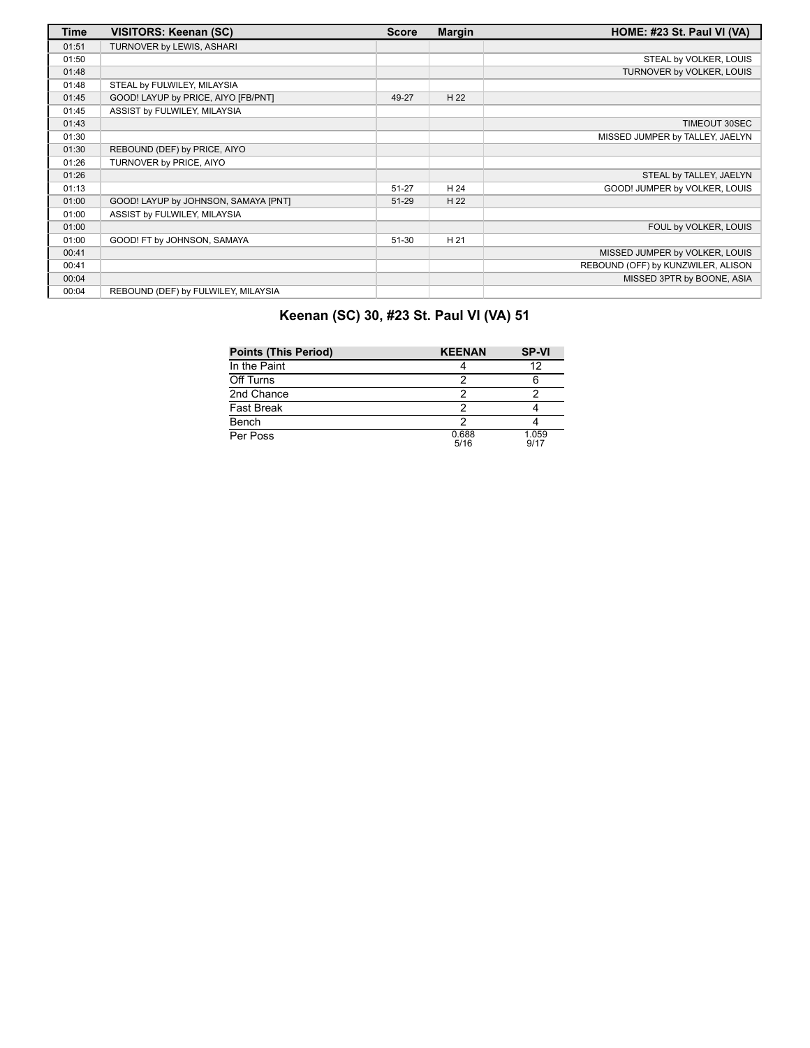| Time | VISITORS: Keenan (SC) | Score | Margin | HOME: #23 St. Paul VI (VA) |
| --- | --- | --- | --- | --- |
| 01:51 | TURNOVER by LEWIS, ASHARI | | | |
| 01:50 | | | | STEAL by VOLKER, LOUIS |
| 01:48 | | | | TURNOVER by VOLKER, LOUIS |
| 01:48 | STEAL by FULWILEY, MILAYSIA | | | |
| 01:45 | GOOD! LAYUP by PRICE, AIYO [FB/PNT] | 49-27 | H 22 | |
| 01:45 | ASSIST by FULWILEY, MILAYSIA | | | |
| 01:43 | | | | TIMEOUT 30SEC |
| 01:30 | | | | MISSED JUMPER by TALLEY, JAELYN |
| 01:30 | REBOUND (DEF) by PRICE, AIYO | | | |
| 01:26 | TURNOVER by PRICE, AIYO | | | |
| 01:26 | | | | STEAL by TALLEY, JAELYN |
| 01:13 | | 51-27 | H 24 | GOOD! JUMPER by VOLKER, LOUIS |
| 01:00 | GOOD! LAYUP by JOHNSON, SAMAYA [PNT] | 51-29 | H 22 | |
| 01:00 | ASSIST by FULWILEY, MILAYSIA | | | |
| 01:00 | | | | FOUL by VOLKER, LOUIS |
| 01:00 | GOOD! FT by JOHNSON, SAMAYA | 51-30 | H 21 | |
| 00:41 | | | | MISSED JUMPER by VOLKER, LOUIS |
| 00:41 | | | | REBOUND (OFF) by KUNZWILER, ALISON |
| 00:04 | | | | MISSED 3PTR by BOONE, ASIA |
| 00:04 | REBOUND (DEF) by FULWILEY, MILAYSIA | | | |

## Keenan (SC) 30, #23 St. Paul VI (VA) 51

| Points (This Period) | KEENAN | SP-VI |
| --- | --- | --- |
| In the Paint | 4 | 12 |
| Off Turns | 2 | 6 |
| 2nd Chance | 2 | 2 |
| Fast Break | 2 | 4 |
| Bench | 2 | 4 |
| Per Poss | 0.688 5/16 | 1.059 9/17 |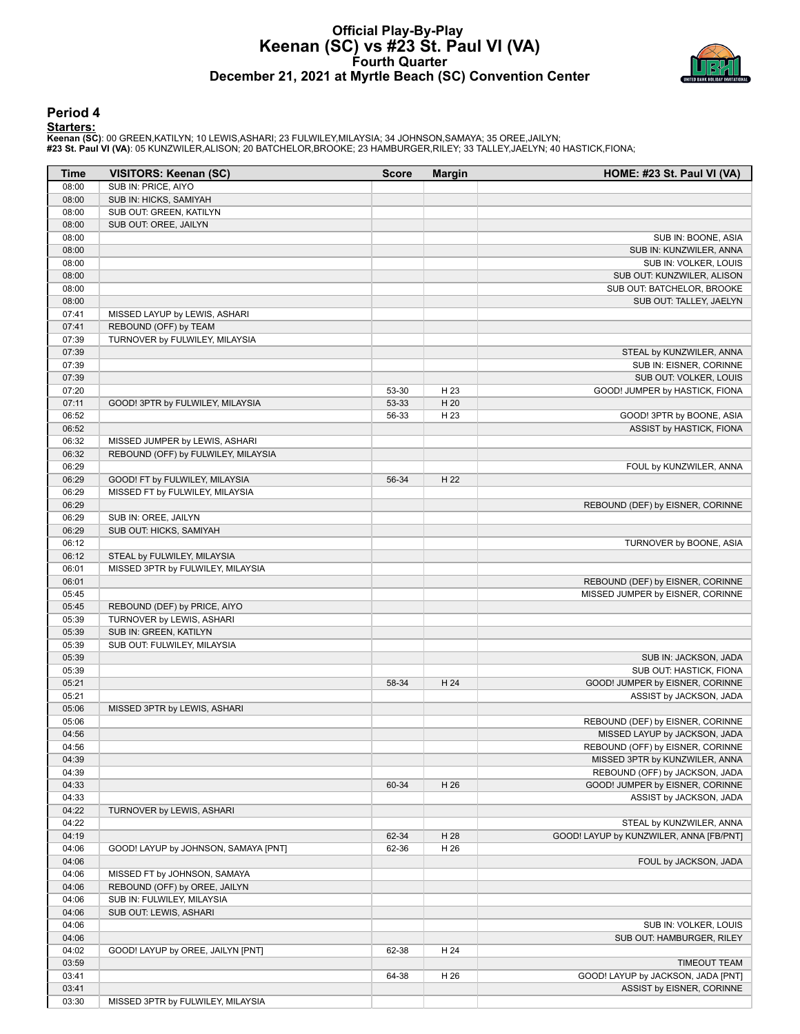# Official Play-By-Play
## Keenan (SC) vs #23 St. Paul VI (VA)
### Fourth Quarter
### December 21, 2021 at Myrtle Beach (SC) Convention Center

## Period 4

**Starters:**

**Keenan (SC)**: 00 GREEN,KATILYN; 10 LEWIS,ASHARI; 23 FULWILEY,MILAYSIA; 34 JOHNSON,SAMAYA; 35 OREE,JAILYN;
**#23 St. Paul VI (VA)**: 05 KUNZWILER,ALISON; 20 BATCHELOR,BROOKE; 23 HAMBURGER,RILEY; 33 TALLEY,JAELYN; 40 HASTICK,FIONA;

| Time | VISITORS: Keenan (SC) | Score | Margin | HOME: #23 St. Paul VI (VA) |
|---|---|---|---|---|
| 08:00 | SUB IN: PRICE, AIYO | | | |
| 08:00 | SUB IN: HICKS, SAMIYAH | | | |
| 08:00 | SUB OUT: GREEN, KATILYN | | | |
| 08:00 | SUB OUT: OREE, JAILYN | | | |
| 08:00 | | | | SUB IN: BOONE, ASIA |
| 08:00 | | | | SUB IN: KUNZWILER, ANNA |
| 08:00 | | | | SUB IN: VOLKER, LOUIS |
| 08:00 | | | | SUB OUT: KUNZWILER, ALISON |
| 08:00 | | | | SUB OUT: BATCHELOR, BROOKE |
| 08:00 | | | | SUB OUT: TALLEY, JAELYN |
| 07:41 | MISSED LAYUP by LEWIS, ASHARI | | | |
| 07:41 | REBOUND (OFF) by TEAM | | | |
| 07:39 | TURNOVER by FULWILEY, MILAYSIA | | | |
| 07:39 | | | | STEAL by KUNZWILER, ANNA |
| 07:39 | | | | SUB IN: EISNER, CORINNE |
| 07:39 | | | | SUB OUT: VOLKER, LOUIS |
| 07:20 | | 53-30 | H 23 | GOOD! JUMPER by HASTICK, FIONA |
| 07:11 | GOOD! 3PTR by FULWILEY, MILAYSIA | 53-33 | H 20 | |
| 06:52 | | 56-33 | H 23 | GOOD! 3PTR by BOONE, ASIA |
| 06:52 | | | | ASSIST by HASTICK, FIONA |
| 06:32 | MISSED JUMPER by LEWIS, ASHARI | | | |
| 06:32 | REBOUND (OFF) by FULWILEY, MILAYSIA | | | |
| 06:29 | | | | FOUL by KUNZWILER, ANNA |
| 06:29 | GOOD! FT by FULWILEY, MILAYSIA | 56-34 | H 22 | |
| 06:29 | MISSED FT by FULWILEY, MILAYSIA | | | |
| 06:29 | | | | REBOUND (DEF) by EISNER, CORINNE |
| 06:29 | SUB IN: OREE, JAILYN | | | |
| 06:29 | SUB OUT: HICKS, SAMIYAH | | | |
| 06:12 | | | | TURNOVER by BOONE, ASIA |
| 06:12 | STEAL by FULWILEY, MILAYSIA | | | |
| 06:01 | MISSED 3PTR by FULWILEY, MILAYSIA | | | |
| 06:01 | | | | REBOUND (DEF) by EISNER, CORINNE |
| 05:45 | | | | MISSED JUMPER by EISNER, CORINNE |
| 05:45 | REBOUND (DEF) by PRICE, AIYO | | | |
| 05:39 | TURNOVER by LEWIS, ASHARI | | | |
| 05:39 | SUB IN: GREEN, KATILYN | | | |
| 05:39 | SUB OUT: FULWILEY, MILAYSIA | | | |
| 05:39 | | | | SUB IN: JACKSON, JADA |
| 05:39 | | | | SUB OUT: HASTICK, FIONA |
| 05:21 | | 58-34 | H 24 | GOOD! JUMPER by EISNER, CORINNE |
| 05:21 | | | | ASSIST by JACKSON, JADA |
| 05:06 | MISSED 3PTR by LEWIS, ASHARI | | | |
| 05:06 | | | | REBOUND (DEF) by EISNER, CORINNE |
| 04:56 | | | | MISSED LAYUP by JACKSON, JADA |
| 04:56 | | | | REBOUND (OFF) by EISNER, CORINNE |
| 04:39 | | | | MISSED 3PTR by KUNZWILER, ANNA |
| 04:39 | | | | REBOUND (OFF) by JACKSON, JADA |
| 04:33 | | 60-34 | H 26 | GOOD! JUMPER by EISNER, CORINNE |
| 04:33 | | | | ASSIST by JACKSON, JADA |
| 04:22 | TURNOVER by LEWIS, ASHARI | | | |
| 04:22 | | | | STEAL by KUNZWILER, ANNA |
| 04:19 | | 62-34 | H 28 | GOOD! LAYUP by KUNZWILER, ANNA [FB/PNT] |
| 04:06 | GOOD! LAYUP by JOHNSON, SAMAYA [PNT] | 62-36 | H 26 | |
| 04:06 | | | | FOUL by JACKSON, JADA |
| 04:06 | MISSED FT by JOHNSON, SAMAYA | | | |
| 04:06 | REBOUND (OFF) by OREE, JAILYN | | | |
| 04:06 | SUB IN: FULWILEY, MILAYSIA | | | |
| 04:06 | SUB OUT: LEWIS, ASHARI | | | |
| 04:06 | | | | SUB IN: VOLKER, LOUIS |
| 04:06 | | | | SUB OUT: HAMBURGER, RILEY |
| 04:02 | GOOD! LAYUP by OREE, JAILYN [PNT] | 62-38 | H 24 | |
| 03:59 | | | | TIMEOUT TEAM |
| 03:41 | | 64-38 | H 26 | GOOD! LAYUP by JACKSON, JADA [PNT] |
| 03:41 | | | | ASSIST by EISNER, CORINNE |
| 03:30 | MISSED 3PTR by FULWILEY, MILAYSIA | | | |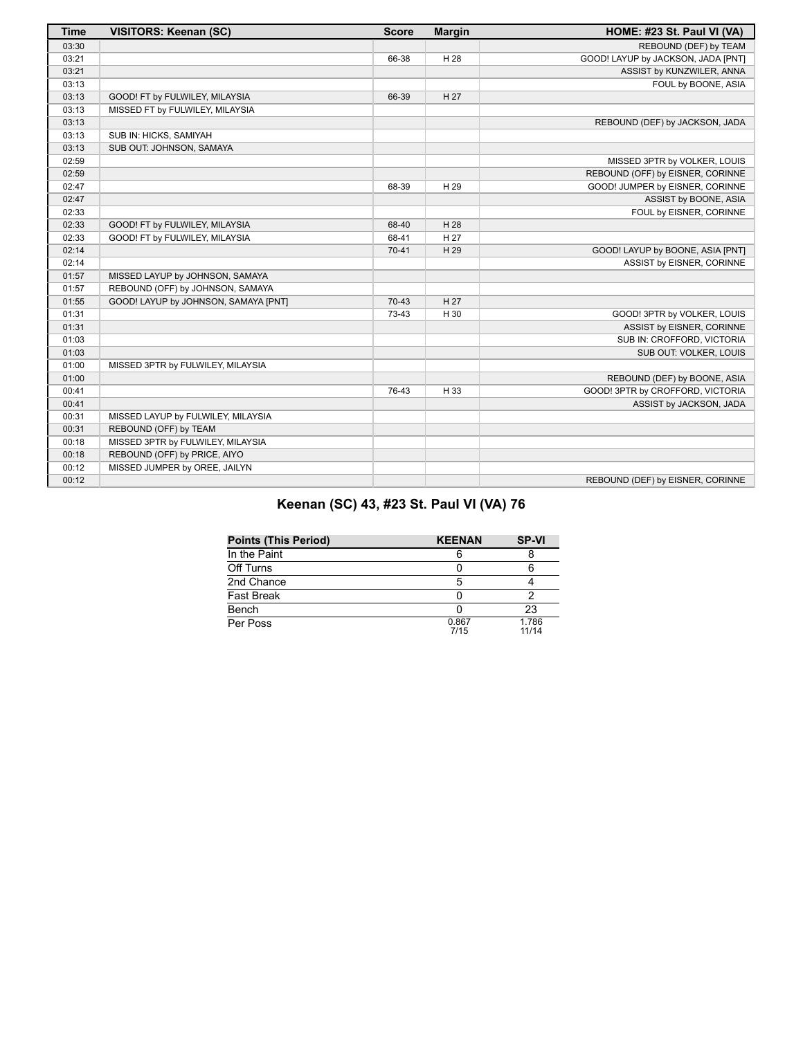| Time | VISITORS: Keenan (SC) | Score | Margin | HOME: #23 St. Paul VI (VA) |
| --- | --- | --- | --- | --- |
| 03:30 | | | | REBOUND (DEF) by TEAM |
| 03:21 | | 66-38 | H 28 | GOOD! LAYUP by JACKSON, JADA [PNT] |
| 03:21 | | | | ASSIST by KUNZWILER, ANNA |
| 03:13 | | | | FOUL by BOONE, ASIA |
| 03:13 | GOOD! FT by FULWILEY, MILAYSIA | 66-39 | H 27 | |
| 03:13 | MISSED FT by FULWILEY, MILAYSIA | | | |
| 03:13 | | | | REBOUND (DEF) by JACKSON, JADA |
| 03:13 | SUB IN: HICKS, SAMIYAH | | | |
| 03:13 | SUB OUT: JOHNSON, SAMAYA | | | |
| 02:59 | | | | MISSED 3PTR by VOLKER, LOUIS |
| 02:59 | | | | REBOUND (OFF) by EISNER, CORINNE |
| 02:47 | | 68-39 | H 29 | GOOD! JUMPER by EISNER, CORINNE |
| 02:47 | | | | ASSIST by BOONE, ASIA |
| 02:33 | | | | FOUL by EISNER, CORINNE |
| 02:33 | GOOD! FT by FULWILEY, MILAYSIA | 68-40 | H 28 | |
| 02:33 | GOOD! FT by FULWILEY, MILAYSIA | 68-41 | H 27 | |
| 02:14 | | 70-41 | H 29 | GOOD! LAYUP by BOONE, ASIA [PNT] |
| 02:14 | | | | ASSIST by EISNER, CORINNE |
| 01:57 | MISSED LAYUP by JOHNSON, SAMAYA | | | |
| 01:57 | REBOUND (OFF) by JOHNSON, SAMAYA | | | |
| 01:55 | GOOD! LAYUP by JOHNSON, SAMAYA [PNT] | 70-43 | H 27 | |
| 01:31 | | 73-43 | H 30 | GOOD! 3PTR by VOLKER, LOUIS |
| 01:31 | | | | ASSIST by EISNER, CORINNE |
| 01:03 | | | | SUB IN: CROFFORD, VICTORIA |
| 01:03 | | | | SUB OUT: VOLKER, LOUIS |
| 01:00 | MISSED 3PTR by FULWILEY, MILAYSIA | | | |
| 01:00 | | | | REBOUND (DEF) by BOONE, ASIA |
| 00:41 | | 76-43 | H 33 | GOOD! 3PTR by CROFFORD, VICTORIA |
| 00:41 | | | | ASSIST by JACKSON, JADA |
| 00:31 | MISSED LAYUP by FULWILEY, MILAYSIA | | | |
| 00:31 | REBOUND (OFF) by TEAM | | | |
| 00:18 | MISSED 3PTR by FULWILEY, MILAYSIA | | | |
| 00:18 | REBOUND (OFF) by PRICE, AIYO | | | |
| 00:12 | MISSED JUMPER by OREE, JAILYN | | | |
| 00:12 | | | | REBOUND (DEF) by EISNER, CORINNE |

## Keenan (SC) 43, #23 St. Paul VI (VA) 76

| Points (This Period) | KEENAN | SP-VI |
| --- | --- | --- |
| In the Paint | 6 | 8 |
| Off Turns | 0 | 6 |
| 2nd Chance | 5 | 4 |
| Fast Break | 0 | 2 |
| Bench | 0 | 23 |
| Per Poss | 0.867 7/15 | 1.786 11/14 |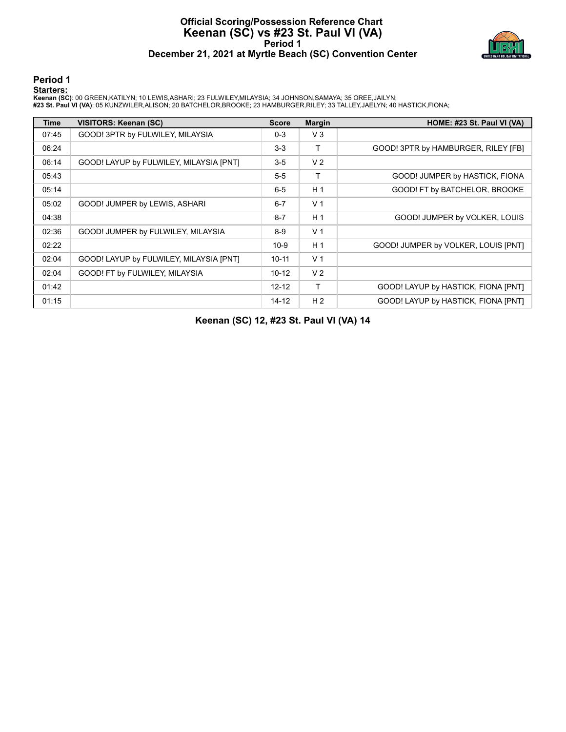# Official Scoring/Possession Reference Chart
# Keenan (SC) vs #23 St. Paul VI (VA)
## Period 1
## December 21, 2021 at Myrtle Beach (SC) Convention Center

### Period 1

**Starters:**

**Keenan (SC)**: 00 GREEN,KATILYN; 10 LEWIS,ASHARI; 23 FULWILEY,MILAYSIA; 34 JOHNSON,SAMAYA; 35 OREE,JAILYN;
**#23 St. Paul VI (VA)**: 05 KUNZWILER,ALISON; 20 BATCHELOR,BROOKE; 23 HAMBURGER,RILEY; 33 TALLEY,JAELYN; 40 HASTICK,FIONA;

| Time | VISITORS: Keenan (SC) | Score | Margin | HOME: #23 St. Paul VI (VA) |
|---|---|---|---|---|
| 07:45 | GOOD! 3PTR by FULWILEY, MILAYSIA | 0-3 | V 3 | |
| 06:24 | | 3-3 | T | GOOD! 3PTR by HAMBURGER, RILEY [FB] |
| 06:14 | GOOD! LAYUP by FULWILEY, MILAYSIA [PNT] | 3-5 | V 2 | |
| 05:43 | | 5-5 | T | GOOD! JUMPER by HASTICK, FIONA |
| 05:14 | | 6-5 | H 1 | GOOD! FT by BATCHELOR, BROOKE |
| 05:02 | GOOD! JUMPER by LEWIS, ASHARI | 6-7 | V 1 | |
| 04:38 | | 8-7 | H 1 | GOOD! JUMPER by VOLKER, LOUIS |
| 02:36 | GOOD! JUMPER by FULWILEY, MILAYSIA | 8-9 | V 1 | |
| 02:22 | | 10-9 | H 1 | GOOD! JUMPER by VOLKER, LOUIS [PNT] |
| 02:04 | GOOD! LAYUP by FULWILEY, MILAYSIA [PNT] | 10-11 | V 1 | |
| 02:04 | GOOD! FT by FULWILEY, MILAYSIA | 10-12 | V 2 | |
| 01:42 | | 12-12 | T | GOOD! LAYUP by HASTICK, FIONA [PNT] |
| 01:15 | | 14-12 | H 2 | GOOD! LAYUP by HASTICK, FIONA [PNT] |

**Keenan (SC) 12, #23 St. Paul VI (VA) 14**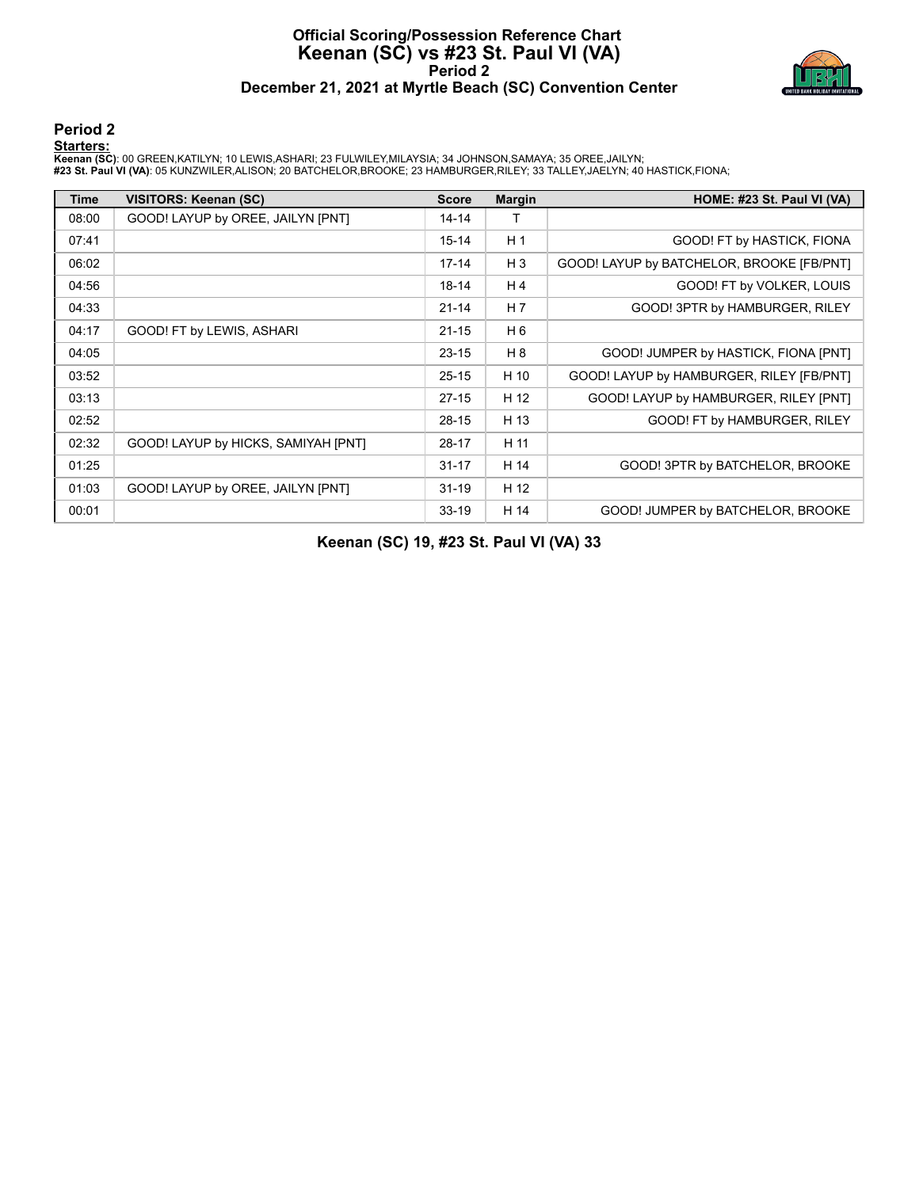# Official Scoring/Possession Reference Chart
## Keenan (SC) vs #23 St. Paul VI (VA)
### Period 2
### December 21, 2021 at Myrtle Beach (SC) Convention Center

## Period 2

**Starters:**

**Keenan (SC)**: 00 GREEN,KATILYN; 10 LEWIS,ASHARI; 23 FULWILEY,MILAYSIA; 34 JOHNSON,SAMAYA; 35 OREE,JAILYN;
**#23 St. Paul VI (VA)**: 05 KUNZWILER,ALISON; 20 BATCHELOR,BROOKE; 23 HAMBURGER,RILEY; 33 TALLEY,JAELYN; 40 HASTICK,FIONA;

| Time | VISITORS: Keenan (SC) | Score | Margin | HOME: #23 St. Paul VI (VA) |
|---|---|---|---|---|
| 08:00 | GOOD! LAYUP by OREE, JAILYN [PNT] | 14-14 | T | |
| 07:41 | | 15-14 | H 1 | GOOD! FT by HASTICK, FIONA |
| 06:02 | | 17-14 | H 3 | GOOD! LAYUP by BATCHELOR, BROOKE [FB/PNT] |
| 04:56 | | 18-14 | H 4 | GOOD! FT by VOLKER, LOUIS |
| 04:33 | | 21-14 | H 7 | GOOD! 3PTR by HAMBURGER, RILEY |
| 04:17 | GOOD! FT by LEWIS, ASHARI | 21-15 | H 6 | |
| 04:05 | | 23-15 | H 8 | GOOD! JUMPER by HASTICK, FIONA [PNT] |
| 03:52 | | 25-15 | H 10 | GOOD! LAYUP by HAMBURGER, RILEY [FB/PNT] |
| 03:13 | | 27-15 | H 12 | GOOD! LAYUP by HAMBURGER, RILEY [PNT] |
| 02:52 | | 28-15 | H 13 | GOOD! FT by HAMBURGER, RILEY |
| 02:32 | GOOD! LAYUP by HICKS, SAMIYAH [PNT] | 28-17 | H 11 | |
| 01:25 | | 31-17 | H 14 | GOOD! 3PTR by BATCHELOR, BROOKE |
| 01:03 | GOOD! LAYUP by OREE, JAILYN [PNT] | 31-19 | H 12 | |
| 00:01 | | 33-19 | H 14 | GOOD! JUMPER by BATCHELOR, BROOKE |

**Keenan (SC) 19, #23 St. Paul VI (VA) 33**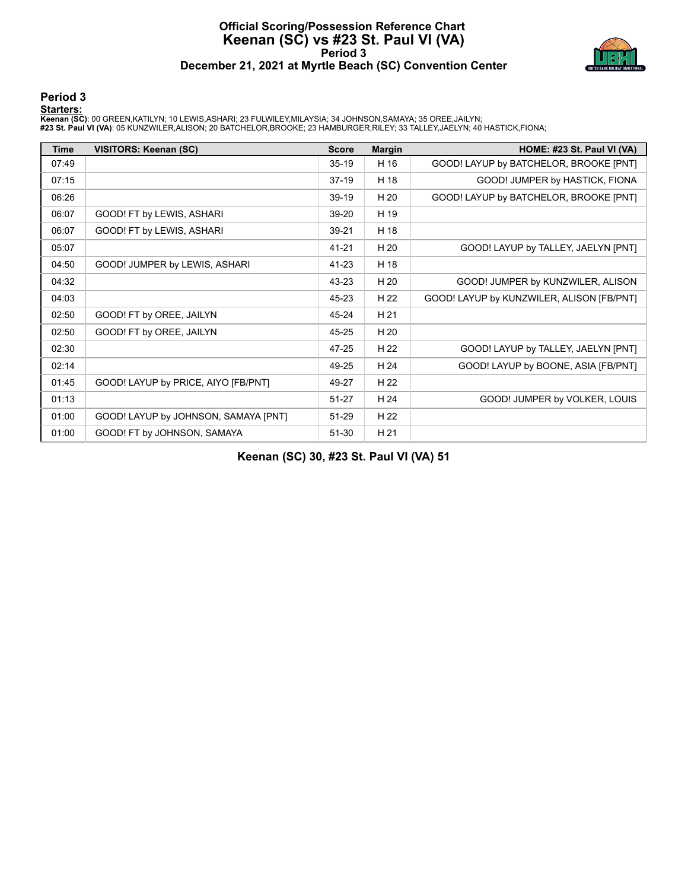# Official Scoring/Possession Reference Chart
## Keenan (SC) vs #23 St. Paul VI (VA)
### Period 3
### December 21, 2021 at Myrtle Beach (SC) Convention Center

## Period 3

**Starters:**

**Keenan (SC)**: 00 GREEN,KATILYN; 10 LEWIS,ASHARI; 23 FULWILEY,MILAYSIA; 34 JOHNSON,SAMAYA; 35 OREE,JAILYN;
**#23 St. Paul VI (VA)**: 05 KUNZWILER,ALISON; 20 BATCHELOR,BROOKE; 23 HAMBURGER,RILEY; 33 TALLEY,JAELYN; 40 HASTICK,FIONA;

| Time | VISITORS: Keenan (SC) | Score | Margin | HOME: #23 St. Paul VI (VA) |
|---|---|---|---|---|
| 07:49 | | 35-19 | H 16 | GOOD! LAYUP by BATCHELOR, BROOKE [PNT] |
| 07:15 | | 37-19 | H 18 | GOOD! JUMPER by HASTICK, FIONA |
| 06:26 | | 39-19 | H 20 | GOOD! LAYUP by BATCHELOR, BROOKE [PNT] |
| 06:07 | GOOD! FT by LEWIS, ASHARI | 39-20 | H 19 | |
| 06:07 | GOOD! FT by LEWIS, ASHARI | 39-21 | H 18 | |
| 05:07 | | 41-21 | H 20 | GOOD! LAYUP by TALLEY, JAELYN [PNT] |
| 04:50 | GOOD! JUMPER by LEWIS, ASHARI | 41-23 | H 18 | |
| 04:32 | | 43-23 | H 20 | GOOD! JUMPER by KUNZWILER, ALISON |
| 04:03 | | 45-23 | H 22 | GOOD! LAYUP by KUNZWILER, ALISON [FB/PNT] |
| 02:50 | GOOD! FT by OREE, JAILYN | 45-24 | H 21 | |
| 02:50 | GOOD! FT by OREE, JAILYN | 45-25 | H 20 | |
| 02:30 | | 47-25 | H 22 | GOOD! LAYUP by TALLEY, JAELYN [PNT] |
| 02:14 | | 49-25 | H 24 | GOOD! LAYUP by BOONE, ASIA [FB/PNT] |
| 01:45 | GOOD! LAYUP by PRICE, AIYO [FB/PNT] | 49-27 | H 22 | |
| 01:13 | | 51-27 | H 24 | GOOD! JUMPER by VOLKER, LOUIS |
| 01:00 | GOOD! LAYUP by JOHNSON, SAMAYA [PNT] | 51-29 | H 22 | |
| 01:00 | GOOD! FT by JOHNSON, SAMAYA | 51-30 | H 21 | |

**Keenan (SC) 30, #23 St. Paul VI (VA) 51**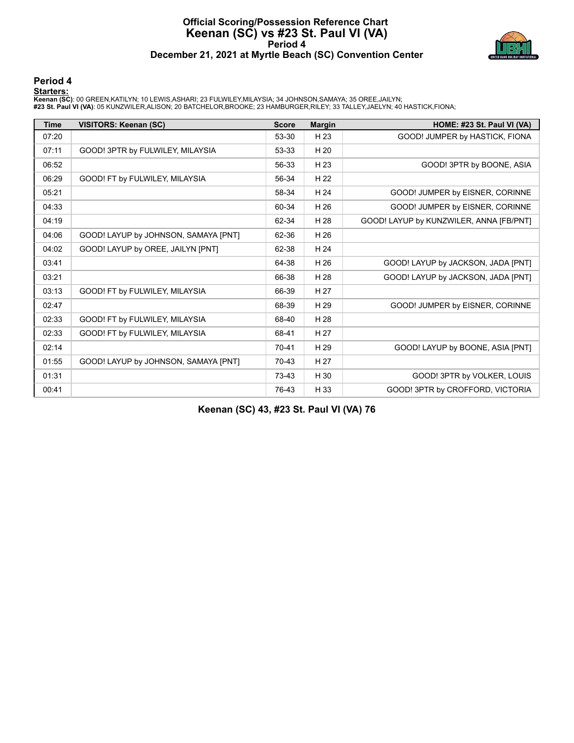# Official Scoring/Possession Reference Chart
# Keenan (SC) vs #23 St. Paul VI (VA)
## Period 4
### December 21, 2021 at Myrtle Beach (SC) Convention Center

## Period 4

**Starters:**

**Keenan (SC)**: 00 GREEN,KATILYN; 10 LEWIS,ASHARI; 23 FULWILEY,MILAYSIA; 34 JOHNSON,SAMAYA; 35 OREE,JAILYN;
**#23 St. Paul VI (VA)**: 05 KUNZWILER,ALISON; 20 BATCHELOR,BROOKE; 23 HAMBURGER,RILEY; 33 TALLEY,JAELYN; 40 HASTICK,FIONA;

| Time | VISITORS: Keenan (SC) | Score | Margin | HOME: #23 St. Paul VI (VA) |
|---|---|---|---|---|
| 07:20 | | 53-30 | H 23 | GOOD! JUMPER by HASTICK, FIONA |
| 07:11 | GOOD! 3PTR by FULWILEY, MILAYSIA | 53-33 | H 20 | |
| 06:52 | | 56-33 | H 23 | GOOD! 3PTR by BOONE, ASIA |
| 06:29 | GOOD! FT by FULWILEY, MILAYSIA | 56-34 | H 22 | |
| 05:21 | | 58-34 | H 24 | GOOD! JUMPER by EISNER, CORINNE |
| 04:33 | | 60-34 | H 26 | GOOD! JUMPER by EISNER, CORINNE |
| 04:19 | | 62-34 | H 28 | GOOD! LAYUP by KUNZWILER, ANNA [FB/PNT] |
| 04:06 | GOOD! LAYUP by JOHNSON, SAMAYA [PNT] | 62-36 | H 26 | |
| 04:02 | GOOD! LAYUP by OREE, JAILYN [PNT] | 62-38 | H 24 | |
| 03:41 | | 64-38 | H 26 | GOOD! LAYUP by JACKSON, JADA [PNT] |
| 03:21 | | 66-38 | H 28 | GOOD! LAYUP by JACKSON, JADA [PNT] |
| 03:13 | GOOD! FT by FULWILEY, MILAYSIA | 66-39 | H 27 | |
| 02:47 | | 68-39 | H 29 | GOOD! JUMPER by EISNER, CORINNE |
| 02:33 | GOOD! FT by FULWILEY, MILAYSIA | 68-40 | H 28 | |
| 02:33 | GOOD! FT by FULWILEY, MILAYSIA | 68-41 | H 27 | |
| 02:14 | | 70-41 | H 29 | GOOD! LAYUP by BOONE, ASIA [PNT] |
| 01:55 | GOOD! LAYUP by JOHNSON, SAMAYA [PNT] | 70-43 | H 27 | |
| 01:31 | | 73-43 | H 30 | GOOD! 3PTR by VOLKER, LOUIS |
| 00:41 | | 76-43 | H 33 | GOOD! 3PTR by CROFFORD, VICTORIA |

**Keenan (SC) 43, #23 St. Paul VI (VA) 76**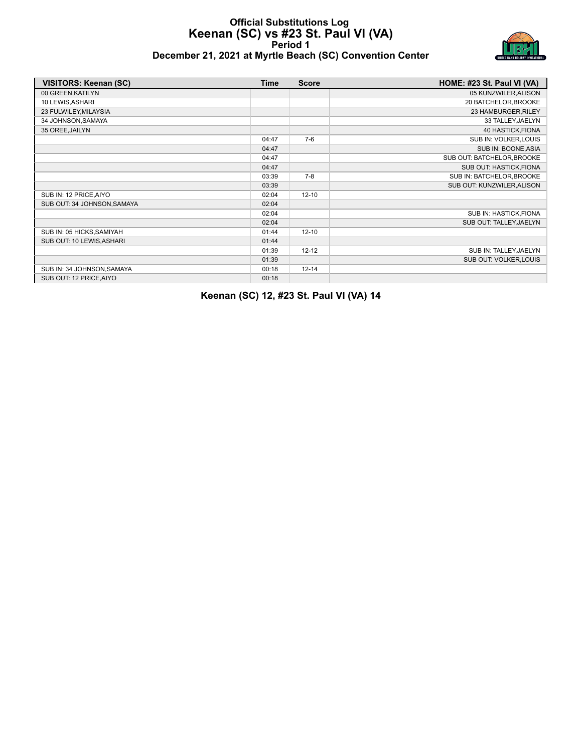# Official Substitutions Log
## Keenan (SC) vs #23 St. Paul VI (VA)
### Period 1
### December 21, 2021 at Myrtle Beach (SC) Convention Center

| VISITORS: Keenan (SC) | Time | Score | HOME: #23 St. Paul VI (VA) |
|---|---|---|---|
| 00 GREEN,KATILYN | | | 05 KUNZWILER,ALISON |
| 10 LEWIS,ASHARI | | | 20 BATCHELOR,BROOKE |
| 23 FULWILEY,MILAYSIA | | | 23 HAMBURGER,RILEY |
| 34 JOHNSON,SAMAYA | | | 33 TALLEY,JAELYN |
| 35 OREE,JAILYN | | | 40 HASTICK,FIONA |
| | 04:47 | 7-6 | SUB IN: VOLKER,LOUIS |
| | 04:47 | | SUB IN: BOONE,ASIA |
| | 04:47 | | SUB OUT: BATCHELOR,BROOKE |
| | 04:47 | | SUB OUT: HASTICK,FIONA |
| | 03:39 | 7-8 | SUB IN: BATCHELOR,BROOKE |
| | 03:39 | | SUB OUT: KUNZWILER,ALISON |
| SUB IN: 12 PRICE,AIYO | 02:04 | 12-10 | |
| SUB OUT: 34 JOHNSON,SAMAYA | 02:04 | | |
| | 02:04 | | SUB IN: HASTICK,FIONA |
| | 02:04 | | SUB OUT: TALLEY,JAELYN |
| SUB IN: 05 HICKS,SAMIYAH | 01:44 | 12-10 | |
| SUB OUT: 10 LEWIS,ASHARI | 01:44 | | |
| | 01:39 | 12-12 | SUB IN: TALLEY,JAELYN |
| | 01:39 | | SUB OUT: VOLKER,LOUIS |
| SUB IN: 34 JOHNSON,SAMAYA | 00:18 | 12-14 | |
| SUB OUT: 12 PRICE,AIYO | 00:18 | | |

**Keenan (SC) 12, #23 St. Paul VI (VA) 14**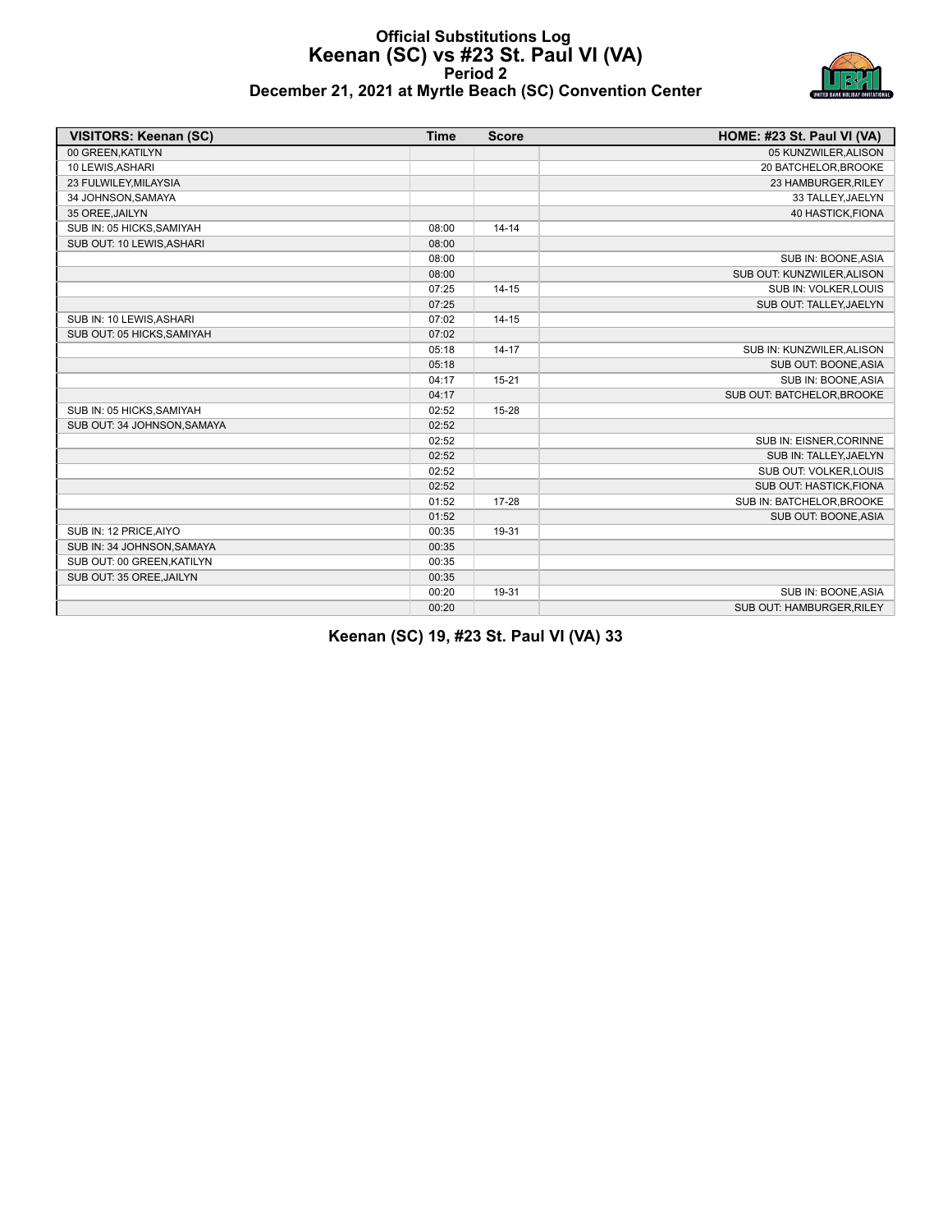# Official Substitutions Log
## Keenan (SC) vs #23 St. Paul VI (VA)
### Period 2
### December 21, 2021 at Myrtle Beach (SC) Convention Center

| VISITORS: Keenan (SC) | Time | Score | HOME: #23 St. Paul VI (VA) |
|---|---|---|---|
| 00 GREEN,KATILYN | | | 05 KUNZWILER,ALISON |
| 10 LEWIS,ASHARI | | | 20 BATCHELOR,BROOKE |
| 23 FULWILEY,MILAYSIA | | | 23 HAMBURGER,RILEY |
| 34 JOHNSON,SAMAYA | | | 33 TALLEY,JAELYN |
| 35 OREE,JAILYN | | | 40 HASTICK,FIONA |
| SUB IN: 05 HICKS,SAMIYAH | 08:00 | 14-14 | |
| SUB OUT: 10 LEWIS,ASHARI | 08:00 | | |
| | 08:00 | | SUB IN: BOONE,ASIA |
| | 08:00 | | SUB OUT: KUNZWILER,ALISON |
| | 07:25 | 14-15 | SUB IN: VOLKER,LOUIS |
| | 07:25 | | SUB OUT: TALLEY,JAELYN |
| SUB IN: 10 LEWIS,ASHARI | 07:02 | 14-15 | |
| SUB OUT: 05 HICKS,SAMIYAH | 07:02 | | |
| | 05:18 | 14-17 | SUB IN: KUNZWILER,ALISON |
| | 05:18 | | SUB OUT: BOONE,ASIA |
| | 04:17 | 15-21 | SUB IN: BOONE,ASIA |
| | 04:17 | | SUB OUT: BATCHELOR,BROOKE |
| SUB IN: 05 HICKS,SAMIYAH | 02:52 | 15-28 | |
| SUB OUT: 34 JOHNSON,SAMAYA | 02:52 | | |
| | 02:52 | | SUB IN: EISNER,CORINNE |
| | 02:52 | | SUB IN: TALLEY,JAELYN |
| | 02:52 | | SUB OUT: VOLKER,LOUIS |
| | 02:52 | | SUB OUT: HASTICK,FIONA |
| | 01:52 | 17-28 | SUB IN: BATCHELOR,BROOKE |
| | 01:52 | | SUB OUT: BOONE,ASIA |
| SUB IN: 12 PRICE,AIYO | 00:35 | 19-31 | |
| SUB IN: 34 JOHNSON,SAMAYA | 00:35 | | |
| SUB OUT: 00 GREEN,KATILYN | 00:35 | | |
| SUB OUT: 35 OREE,JAILYN | 00:35 | | |
| | 00:20 | 19-31 | SUB IN: BOONE,ASIA |
| | 00:20 | | SUB OUT: HAMBURGER,RILEY |

**Keenan (SC) 19, #23 St. Paul VI (VA) 33**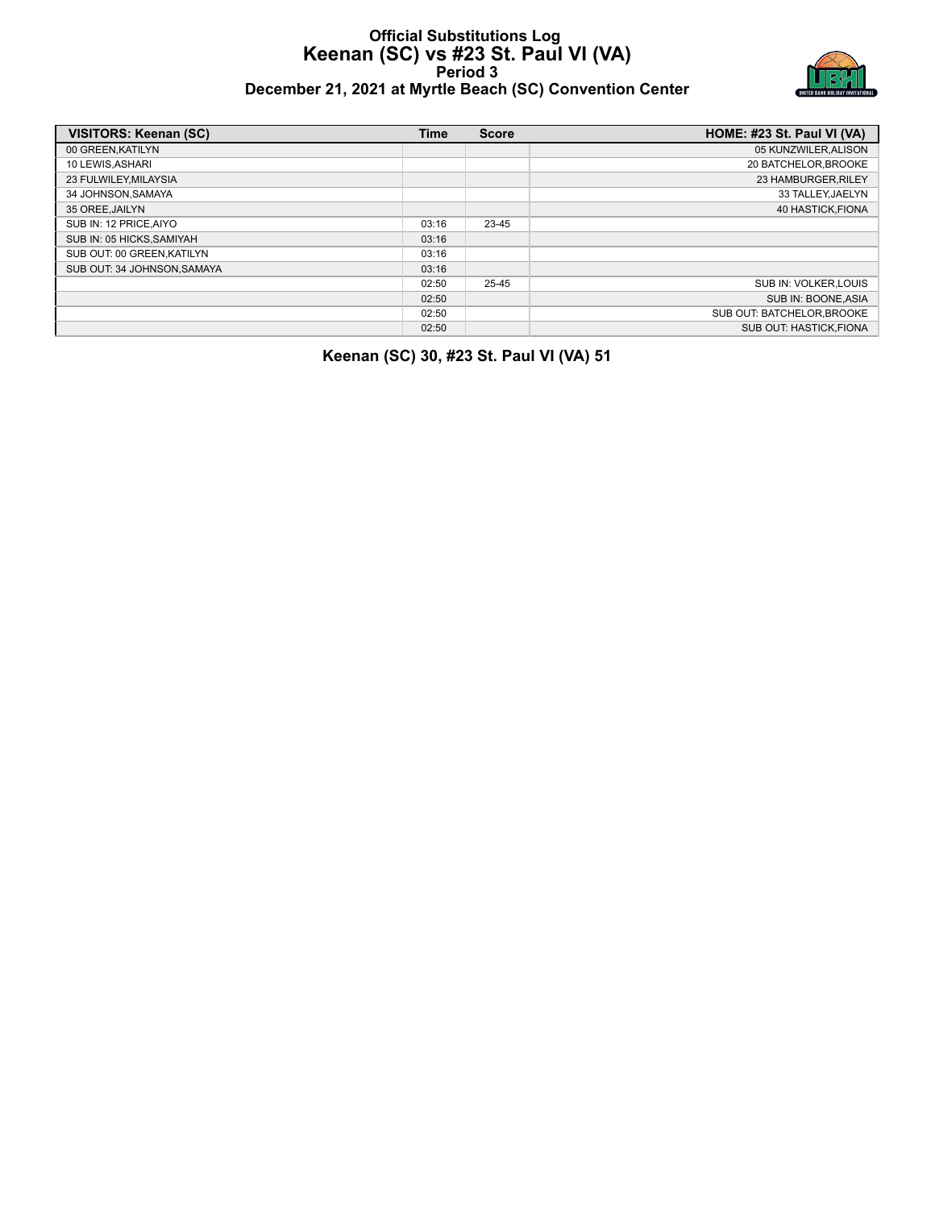# Official Substitutions Log
## Keenan (SC) vs #23 St. Paul VI (VA)
### Period 3
### December 21, 2021 at Myrtle Beach (SC) Convention Center

| VISITORS: Keenan (SC) | Time | Score | HOME: #23 St. Paul VI (VA) |
|---|---|---|---|
| 00 GREEN,KATILYN | | | 05 KUNZWILER,ALISON |
| 10 LEWIS,ASHARI | | | 20 BATCHELOR,BROOKE |
| 23 FULWILEY,MILAYSIA | | | 23 HAMBURGER,RILEY |
| 34 JOHNSON,SAMAYA | | | 33 TALLEY,JAELYN |
| 35 OREE,JAILYN | | | 40 HASTICK,FIONA |
| SUB IN: 12 PRICE,AIYO | 03:16 | 23-45 | |
| SUB IN: 05 HICKS,SAMIYAH | 03:16 | | |
| SUB OUT: 00 GREEN,KATILYN | 03:16 | | |
| SUB OUT: 34 JOHNSON,SAMAYA | 03:16 | | |
| | 02:50 | 25-45 | SUB IN: VOLKER,LOUIS |
| | 02:50 | | SUB IN: BOONE,ASIA |
| | 02:50 | | SUB OUT: BATCHELOR,BROOKE |
| | 02:50 | | SUB OUT: HASTICK,FIONA |

**Keenan (SC) 30, #23 St. Paul VI (VA) 51**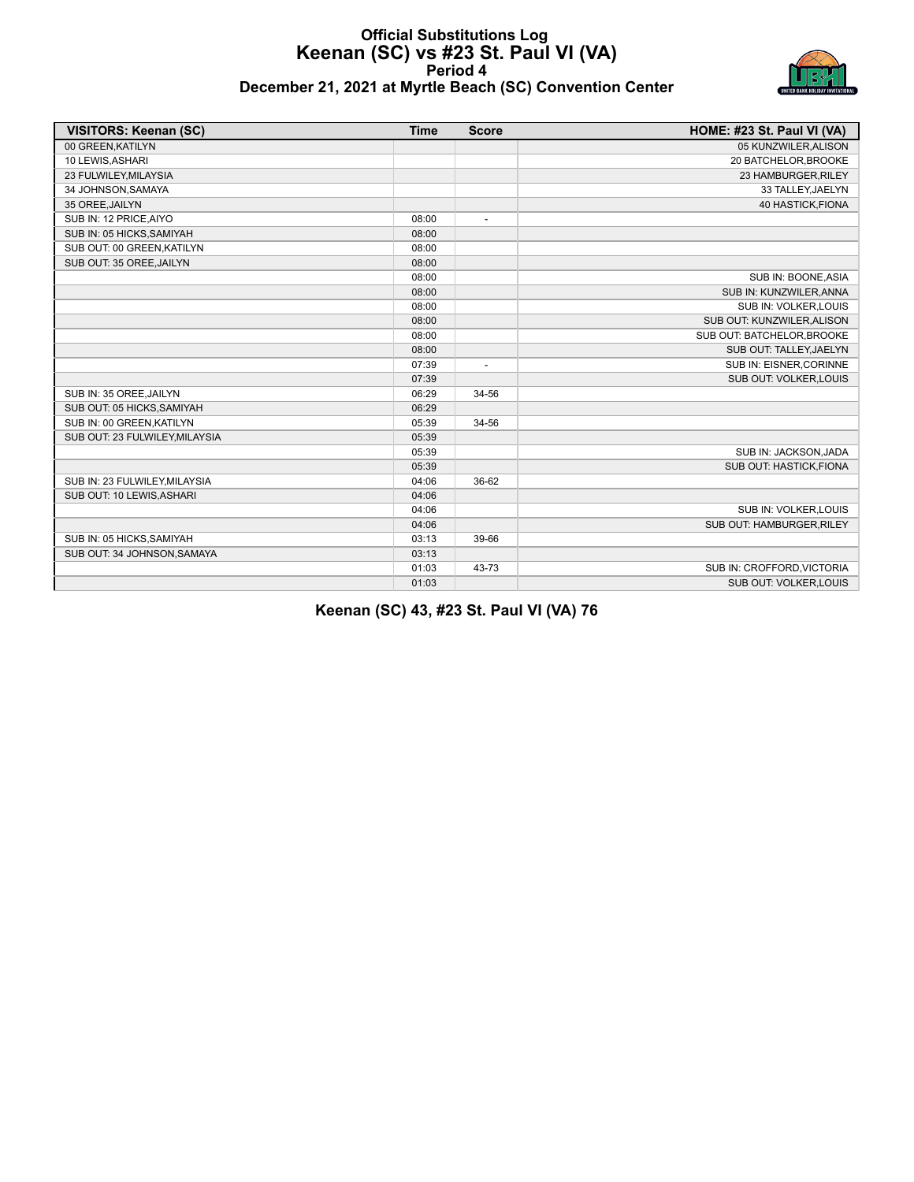# Official Substitutions Log
## Keenan (SC) vs #23 St. Paul VI (VA)
### Period 4
### December 21, 2021 at Myrtle Beach (SC) Convention Center

| VISITORS: Keenan (SC) | Time | Score | HOME: #23 St. Paul VI (VA) |
|---|---|---|---|
| 00 GREEN,KATILYN | | | 05 KUNZWILER,ALISON |
| 10 LEWIS,ASHARI | | | 20 BATCHELOR,BROOKE |
| 23 FULWILEY,MILAYSIA | | | 23 HAMBURGER,RILEY |
| 34 JOHNSON,SAMAYA | | | 33 TALLEY,JAELYN |
| 35 OREE,JAILYN | | | 40 HASTICK,FIONA |
| SUB IN: 12 PRICE,AIYO | 08:00 | - | |
| SUB IN: 05 HICKS,SAMIYAH | 08:00 | | |
| SUB OUT: 00 GREEN,KATILYN | 08:00 | | |
| SUB OUT: 35 OREE,JAILYN | 08:00 | | |
| | 08:00 | | SUB IN: BOONE,ASIA |
| | 08:00 | | SUB IN: KUNZWILER,ANNA |
| | 08:00 | | SUB IN: VOLKER,LOUIS |
| | 08:00 | | SUB OUT: KUNZWILER,ALISON |
| | 08:00 | | SUB OUT: BATCHELOR,BROOKE |
| | 08:00 | | SUB OUT: TALLEY,JAELYN |
| | 07:39 | - | SUB IN: EISNER,CORINNE |
| | 07:39 | | SUB OUT: VOLKER,LOUIS |
| SUB IN: 35 OREE,JAILYN | 06:29 | 34-56 | |
| SUB OUT: 05 HICKS,SAMIYAH | 06:29 | | |
| SUB IN: 00 GREEN,KATILYN | 05:39 | 34-56 | |
| SUB OUT: 23 FULWILEY,MILAYSIA | 05:39 | | |
| | 05:39 | | SUB IN: JACKSON,JADA |
| | 05:39 | | SUB OUT: HASTICK,FIONA |
| SUB IN: 23 FULWILEY,MILAYSIA | 04:06 | 36-62 | |
| SUB OUT: 10 LEWIS,ASHARI | 04:06 | | |
| | 04:06 | | SUB IN: VOLKER,LOUIS |
| | 04:06 | | SUB OUT: HAMBURGER,RILEY |
| SUB IN: 05 HICKS,SAMIYAH | 03:13 | 39-66 | |
| SUB OUT: 34 JOHNSON,SAMAYA | 03:13 | | |
| | 01:03 | 43-73 | SUB IN: CROFFORD,VICTORIA |
| | 01:03 | | SUB OUT: VOLKER,LOUIS |

**Keenan (SC) 43, #23 St. Paul VI (VA) 76**